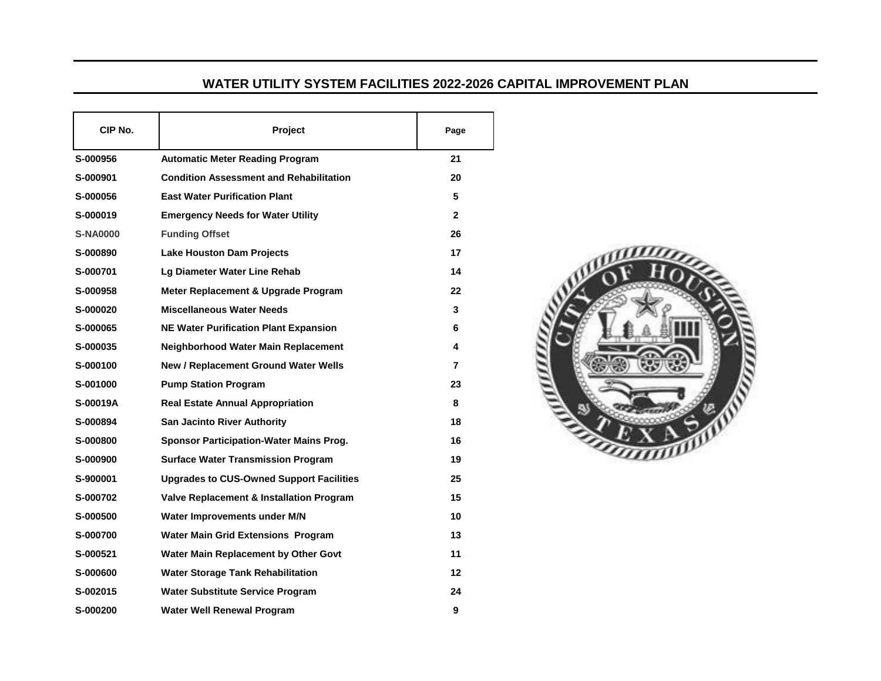# WATER UTILITY SYSTEM FACILITIES 2022-2026 CAPITAL IMPROVEMENT PLAN

| CIP No. | Project | Page |
| --- | --- | --- |
| S-000956 | Automatic Meter Reading Program | 21 |
| S-000901 | Condition Assessment and Rehabilitation | 20 |
| S-000056 | East Water Purification Plant | 5 |
| S-000019 | Emergency Needs for Water Utility | 2 |
| S-NA0000 | Funding Offset | 26 |
| S-000890 | Lake Houston Dam Projects | 17 |
| S-000701 | Lg Diameter Water Line Rehab | 14 |
| S-000958 | Meter Replacement & Upgrade Program | 22 |
| S-000020 | Miscellaneous Water Needs | 3 |
| S-000065 | NE Water Purification Plant Expansion | 6 |
| S-000035 | Neighborhood Water Main Replacement | 4 |
| S-000100 | New / Replacement Ground Water Wells | 7 |
| S-001000 | Pump Station Program | 23 |
| S-00019A | Real Estate Annual Appropriation | 8 |
| S-000894 | San Jacinto River Authority | 18 |
| S-000800 | Sponsor Participation-Water Mains Prog. | 16 |
| S-000900 | Surface Water Transmission Program | 19 |
| S-900001 | Upgrades to CUS-Owned Support Facilities | 25 |
| S-000702 | Valve Replacement & Installation Program | 15 |
| S-000500 | Water Improvements under M/N | 10 |
| S-000700 | Water Main Grid Extensions Program | 13 |
| S-000521 | Water Main Replacement by Other Govt | 11 |
| S-000600 | Water Storage Tank Rehabilitation | 12 |
| S-002015 | Water Substitute Service Program | 24 |
| S-000200 | Water Well Renewal Program | 9 |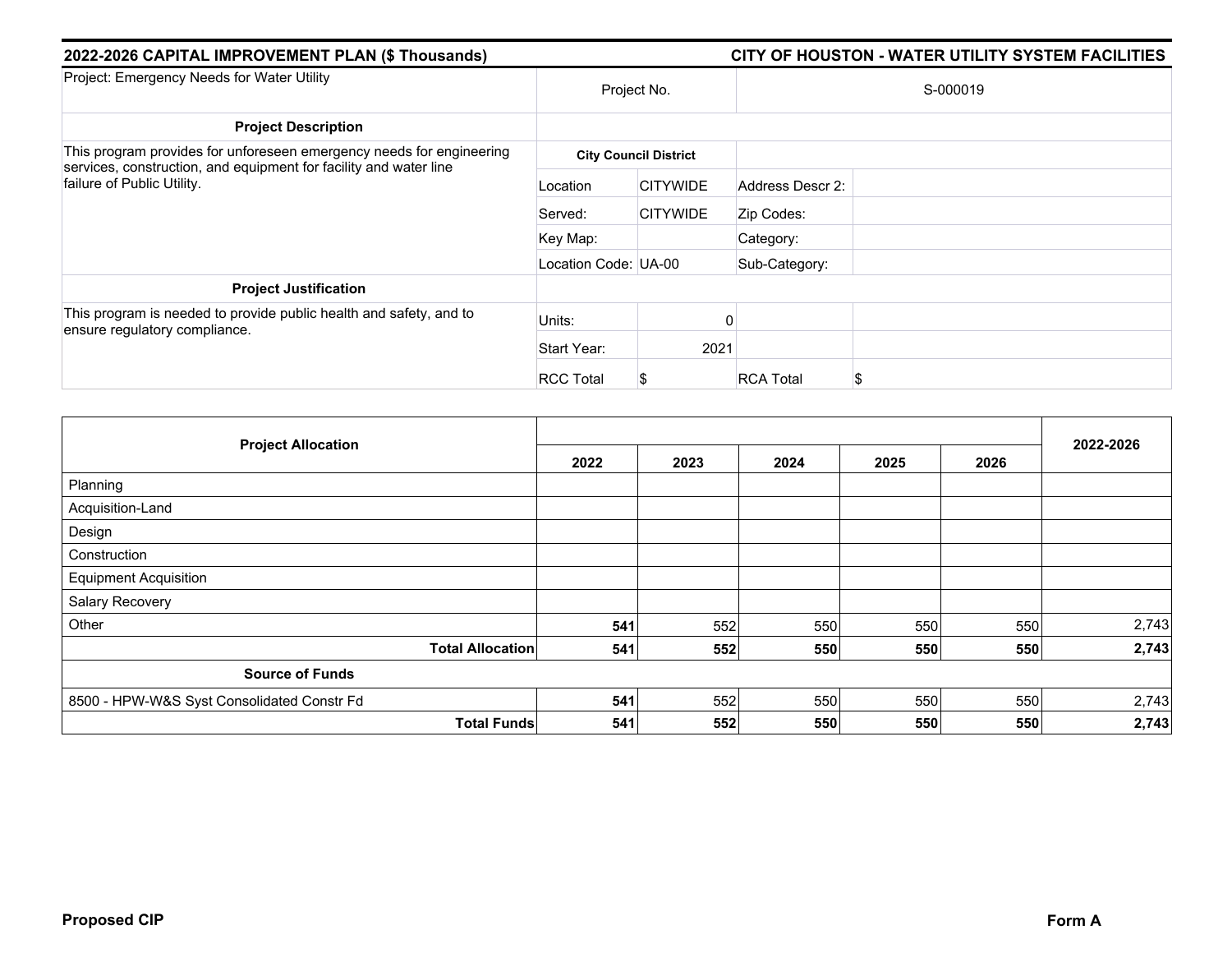**2022-2026 CAPITAL IMPROVEMENT PLAN ($ Thousands)** | **CITY OF HOUSTON - WATER UTILITY SYSTEM FACILITIES**

| Project: Emergency Needs for Water Utility | Project No. | | S-000019 | |
|---|---|---|---|---|
| **Project Description** | | | | |
| This program provides for unforeseen emergency needs for engineering services, construction, and equipment for facility and water line failure of Public Utility. | **City Council District** | | | |
| | Location | CITYWIDE | Address Descr 2: | |
| | Served: | CITYWIDE | Zip Codes: | |
| | Key Map: | | Category: | |
| | Location Code: | UA-00 | Sub-Category: | |
| **Project Justification** | | | | |
| This program is needed to provide public health and safety, and to ensure regulatory compliance. | Units: | 0 | | |
| | Start Year: | 2021 | | |
| | RCC Total | $ | RCA Total | $ |

| Project Allocation | 2022 | 2023 | 2024 | 2025 | 2026 | 2022-2026 |
|---|---|---|---|---|---|---|
| Planning | | | | | | |
| Acquisition-Land | | | | | | |
| Design | | | | | | |
| Construction | | | | | | |
| Equipment Acquisition | | | | | | |
| Salary Recovery | | | | | | |
| Other | **541** | 552 | 550 | 550 | 550 | 2,743 |
| **Total Allocation** | **541** | **552** | **550** | **550** | **550** | **2,743** |
| **Source of Funds** | | | | | | |
| 8500 - HPW-W&S Syst Consolidated Constr Fd | **541** | 552 | 550 | 550 | 550 | 2,743 |
| **Total Funds** | **541** | **552** | **550** | **550** | **550** | **2,743** |

**Proposed CIP** | **Form A**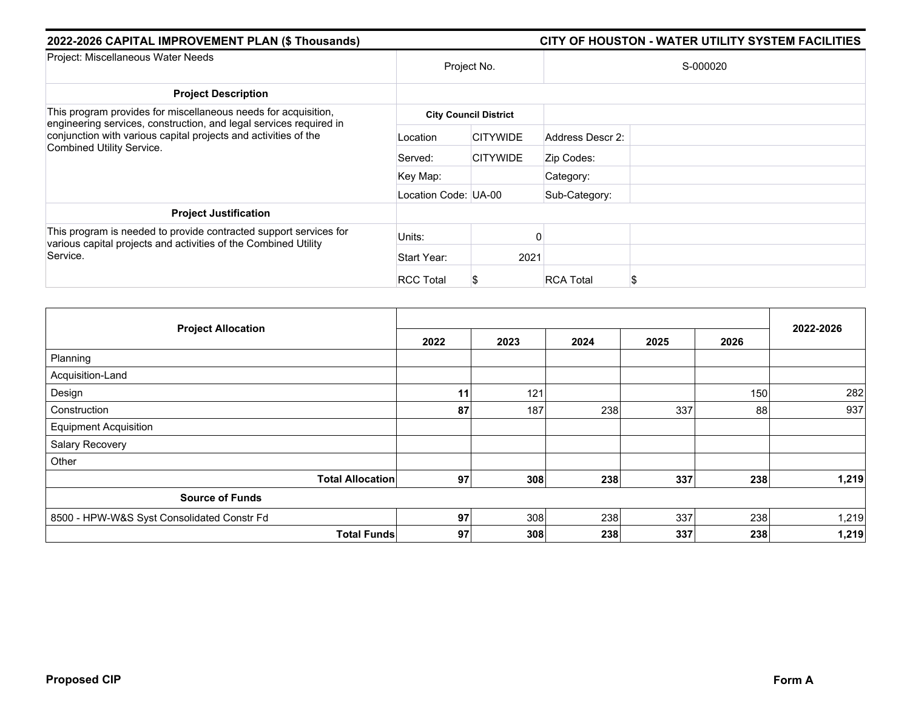**2022-2026 CAPITAL IMPROVEMENT PLAN ($ Thousands)** — **CITY OF HOUSTON - WATER UTILITY SYSTEM FACILITIES**

| Project: Miscellaneous Water Needs | Project No. | | S-000020 | |
|---|---|---|---|---|
| **Project Description** | | | | |
| This program provides for miscellaneous needs for acquisition, engineering services, construction, and legal services required in conjunction with various capital projects and activities of the Combined Utility Service. | **City Council District** | | | |
| | Location | CITYWIDE | Address Descr 2: | |
| | Served: | CITYWIDE | Zip Codes: | |
| | Key Map: | | Category: | |
| | Location Code: | UA-00 | Sub-Category: | |
| **Project Justification** | | | | |
| This program is needed to provide contracted support services for various capital projects and activities of the Combined Utility Service. | Units: | 0 | | |
| | Start Year: | 2021 | | |
| | RCC Total | $ | RCA Total | $ |

| Project Allocation | 2022 | 2023 | 2024 | 2025 | 2026 | 2022-2026 |
|---|---|---|---|---|---|---|
| Planning | | | | | | |
| Acquisition-Land | | | | | | |
| Design | **11** | 121 | | | 150 | 282 |
| Construction | **87** | 187 | 238 | 337 | 88 | 937 |
| Equipment Acquisition | | | | | | |
| Salary Recovery | | | | | | |
| Other | | | | | | |
| **Total Allocation** | **97** | **308** | **238** | **337** | **238** | **1,219** |
| **Source of Funds** | | | | | | |
| 8500 - HPW-W&S Syst Consolidated Constr Fd | **97** | 308 | 238 | 337 | 238 | 1,219 |
| **Total Funds** | **97** | **308** | **238** | **337** | **238** | **1,219** |

**Proposed CIP** **Form A**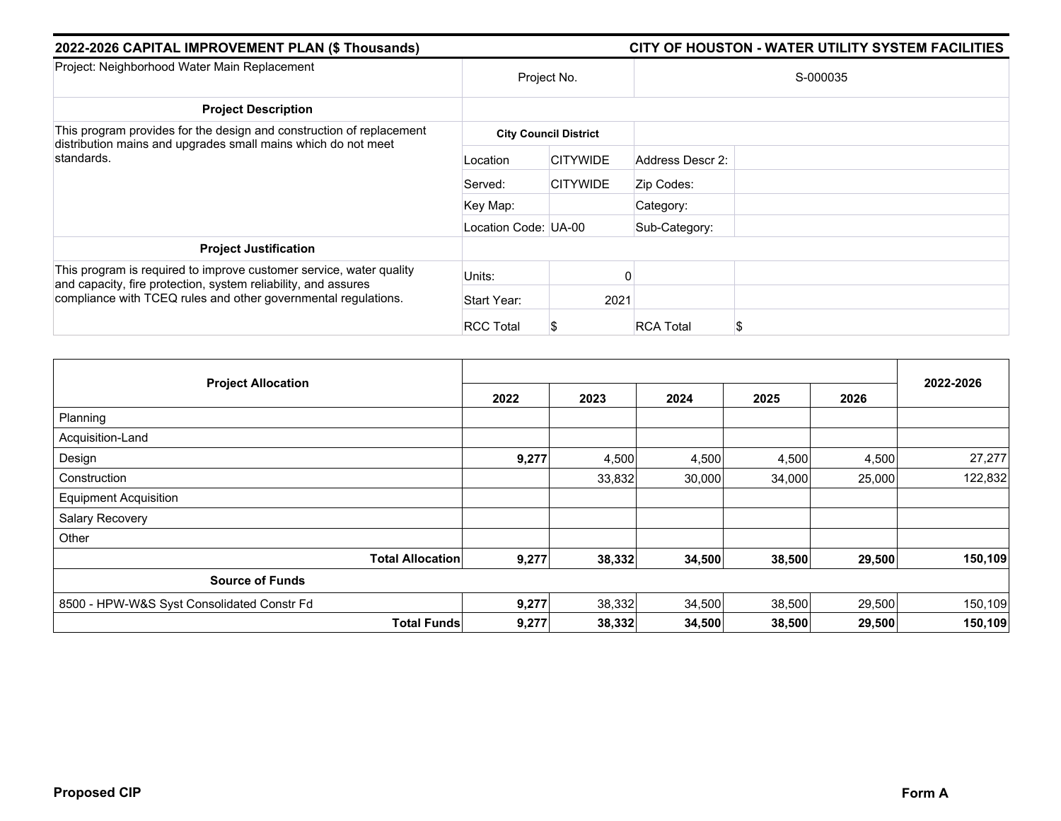## 2022-2026 CAPITAL IMPROVEMENT PLAN ($ Thousands) — CITY OF HOUSTON - WATER UTILITY SYSTEM FACILITIES

| Project: Neighborhood Water Main Replacement | Project No. | | S-000035 | |
|---|---|---|---|---|
| **Project Description** | | | | |
| This program provides for the design and construction of replacement distribution mains and upgrades small mains which do not meet standards. | **City Council District** | | | |
| | Location | CITYWIDE | Address Descr 2: | |
| | Served: | CITYWIDE | Zip Codes: | |
| | Key Map: | | Category: | |
| | Location Code: | UA-00 | Sub-Category: | |
| **Project Justification** | | | | |
| This program is required to improve customer service, water quality and capacity, fire protection, system reliability, and assures compliance with TCEQ rules and other governmental regulations. | Units: | 0 | | |
| | Start Year: | 2021 | | |
| | RCC Total | $ | RCA Total | $ |

| Project Allocation | 2022 | 2023 | 2024 | 2025 | 2026 | 2022-2026 |
|---|---|---|---|---|---|---|
| Planning | | | | | | |
| Acquisition-Land | | | | | | |
| Design | **9,277** | 4,500 | 4,500 | 4,500 | 4,500 | 27,277 |
| Construction | | 33,832 | 30,000 | 34,000 | 25,000 | 122,832 |
| Equipment Acquisition | | | | | | |
| Salary Recovery | | | | | | |
| Other | | | | | | |
| **Total Allocation** | **9,277** | **38,332** | **34,500** | **38,500** | **29,500** | **150,109** |
| **Source of Funds** | | | | | | |
| 8500 - HPW-W&S Syst Consolidated Constr Fd | **9,277** | 38,332 | 34,500 | 38,500 | 29,500 | 150,109 |
| **Total Funds** | **9,277** | **38,332** | **34,500** | **38,500** | **29,500** | **150,109** |

**Proposed CIP** — **Form A**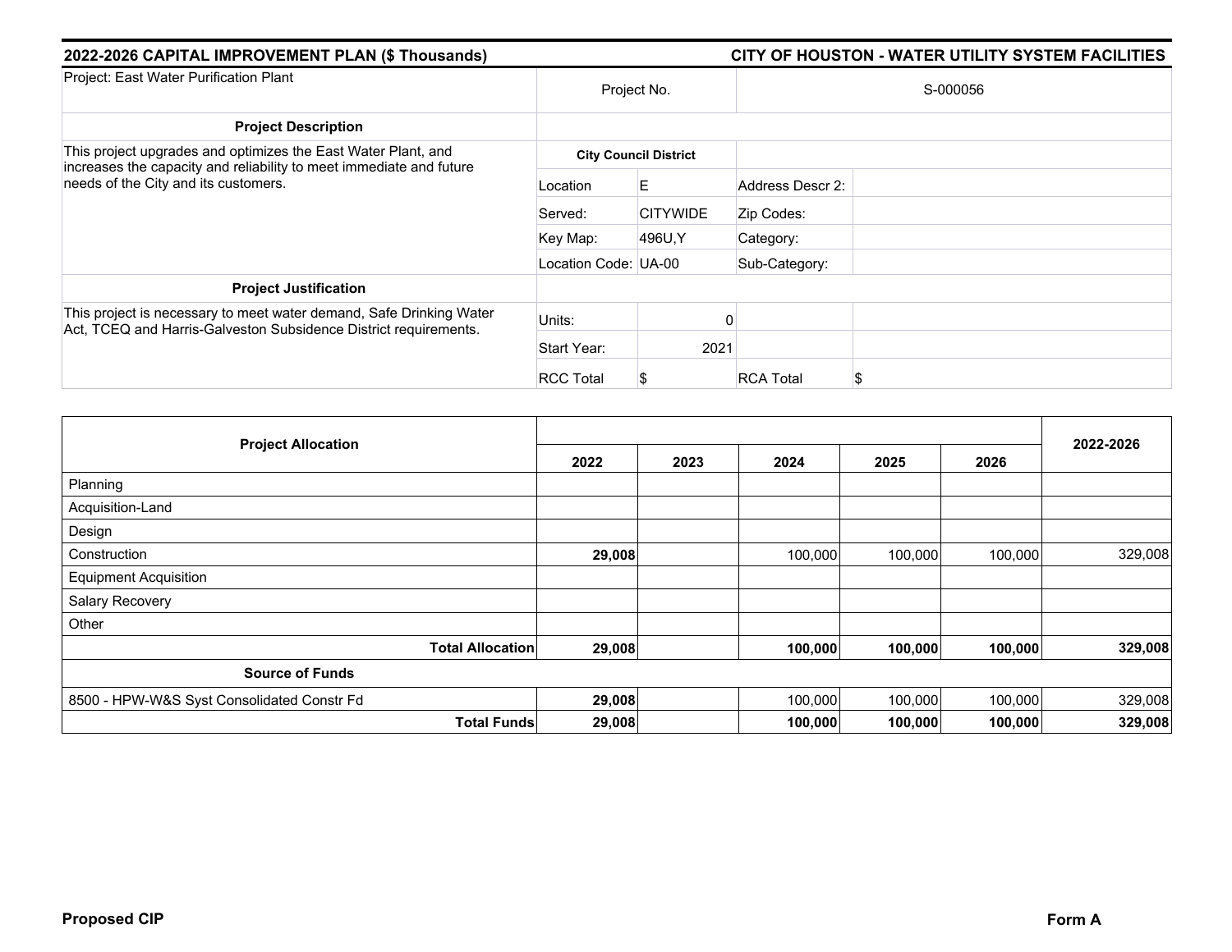## 2022-2026 CAPITAL IMPROVEMENT PLAN ($ Thousands)

## CITY OF HOUSTON - WATER UTILITY SYSTEM FACILITIES

| Project: East Water Purification Plant | Project No. | | S-000056 | |
|---|---|---|---|---|
| **Project Description** | | | | |
| This project upgrades and optimizes the East Water Plant, and increases the capacity and reliability to meet immediate and future needs of the City and its customers. | **City Council District** | | | |
| | Location | E | Address Descr 2: | |
| | Served: | CITYWIDE | Zip Codes: | |
| | Key Map: | 496U,Y | Category: | |
| | Location Code: | UA-00 | Sub-Category: | |
| **Project Justification** | | | | |
| This project is necessary to meet water demand, Safe Drinking Water Act, TCEQ and Harris-Galveston Subsidence District requirements. | Units: | 0 | | |
| | Start Year: | 2021 | | |
| | RCC Total | $ | RCA Total | $ |

| Project Allocation | 2022 | 2023 | 2024 | 2025 | 2026 | 2022-2026 |
|---|---|---|---|---|---|---|
| Planning | | | | | | |
| Acquisition-Land | | | | | | |
| Design | | | | | | |
| Construction | **29,008** | | 100,000 | 100,000 | 100,000 | 329,008 |
| Equipment Acquisition | | | | | | |
| Salary Recovery | | | | | | |
| Other | | | | | | |
| **Total Allocation** | **29,008** | | **100,000** | **100,000** | **100,000** | **329,008** |
| **Source of Funds** | | | | | | |
| 8500 - HPW-W&S Syst Consolidated Constr Fd | **29,008** | | 100,000 | 100,000 | 100,000 | 329,008 |
| **Total Funds** | **29,008** | | **100,000** | **100,000** | **100,000** | **329,008** |

**Proposed CIP**

**Form A**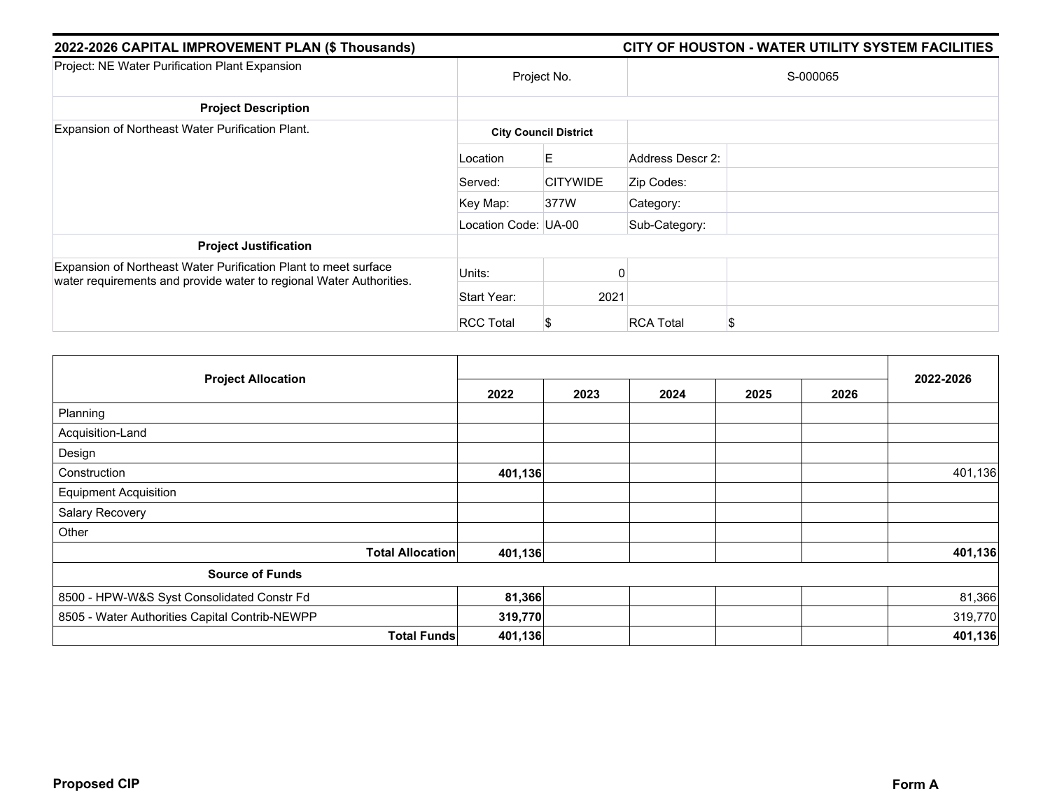**2022-2026 CAPITAL IMPROVEMENT PLAN ($ Thousands)** | **CITY OF HOUSTON - WATER UTILITY SYSTEM FACILITIES**

| Project: NE Water Purification Plant Expansion | Project No. | | S-000065 | |
|---|---|---|---|---|
| **Project Description** | | | | |
| Expansion of Northeast Water Purification Plant. | **City Council District** | | | |
| | Location | E | Address Descr 2: | |
| | Served: | CITYWIDE | Zip Codes: | |
| | Key Map: | 377W | Category: | |
| | Location Code: | UA-00 | Sub-Category: | |
| **Project Justification** | | | | |
| Expansion of Northeast Water Purification Plant to meet surface water requirements and provide water to regional Water Authorities. | Units: | 0 | | |
| | Start Year: | 2021 | | |
| | RCC Total | $ | RCA Total | $ |

| Project Allocation | 2022 | 2023 | 2024 | 2025 | 2026 | 2022-2026 |
|---|---|---|---|---|---|---|
| Planning | | | | | | |
| Acquisition-Land | | | | | | |
| Design | | | | | | |
| Construction | **401,136** | | | | | 401,136 |
| Equipment Acquisition | | | | | | |
| Salary Recovery | | | | | | |
| Other | | | | | | |
| **Total Allocation** | **401,136** | | | | | **401,136** |
| **Source of Funds** | | | | | | |
| 8500 - HPW-W&S Syst Consolidated Constr Fd | **81,366** | | | | | 81,366 |
| 8505 - Water Authorities Capital Contrib-NEWPP | **319,770** | | | | | 319,770 |
| **Total Funds** | **401,136** | | | | | **401,136** |

**Proposed CIP** | **Form A**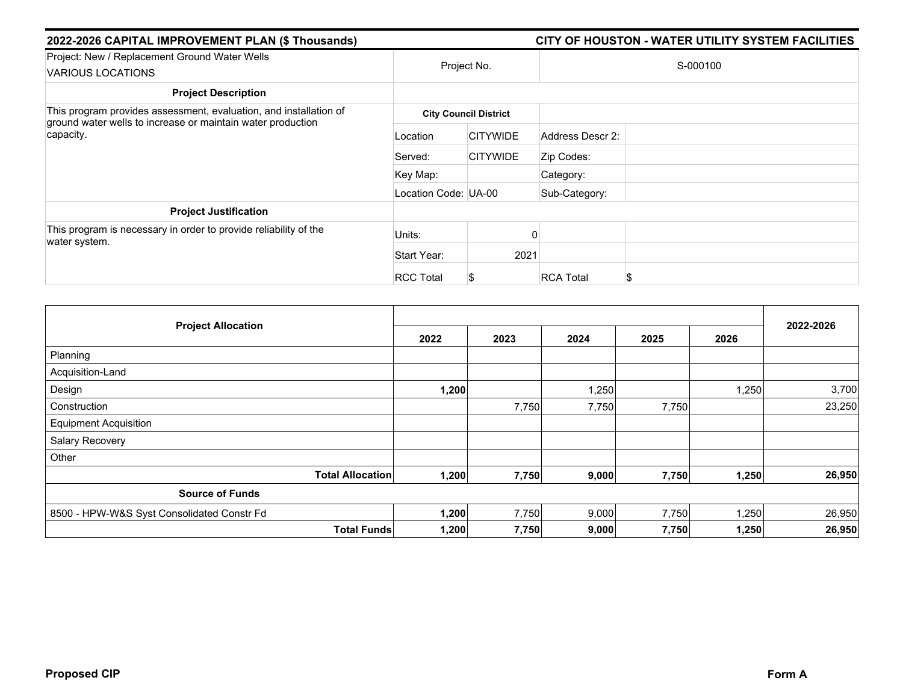**2022-2026 CAPITAL IMPROVEMENT PLAN ($ Thousands)** | **CITY OF HOUSTON - WATER UTILITY SYSTEM FACILITIES**

| | | | |
|---|---|---|---|
| Project: New / Replacement Ground Water Wells<br>VARIOUS LOCATIONS | Project No. | S-000100 | |

**Project Description**

This program provides assessment, evaluation, and installation of ground water wells to increase or maintain water production capacity.

**Project Justification**

This program is necessary in order to provide reliability of the water system.

| **City Council District** | | | |
|---|---|---|---|
| Location | CITYWIDE | Address Descr 2: | |
| Served: | CITYWIDE | Zip Codes: | |
| Key Map: | | Category: | |
| Location Code: | UA-00 | Sub-Category: | |
| Units: | 0 | | |
| Start Year: | 2021 | | |
| RCC Total | $ | RCA Total | $ |

| **Project Allocation** | **2022** | **2023** | **2024** | **2025** | **2026** | **2022-2026** |
|---|---|---|---|---|---|---|
| Planning | | | | | | |
| Acquisition-Land | | | | | | |
| Design | **1,200** | | 1,250 | | 1,250 | 3,700 |
| Construction | | 7,750 | 7,750 | 7,750 | | 23,250 |
| Equipment Acquisition | | | | | | |
| Salary Recovery | | | | | | |
| Other | | | | | | |
| **Total Allocation** | **1,200** | **7,750** | **9,000** | **7,750** | **1,250** | **26,950** |
| **Source of Funds** | | | | | | |
| 8500 - HPW-W&S Syst Consolidated Constr Fd | **1,200** | 7,750 | 9,000 | 7,750 | 1,250 | 26,950 |
| **Total Funds** | **1,200** | **7,750** | **9,000** | **7,750** | **1,250** | **26,950** |

**Proposed CIP** | **Form A**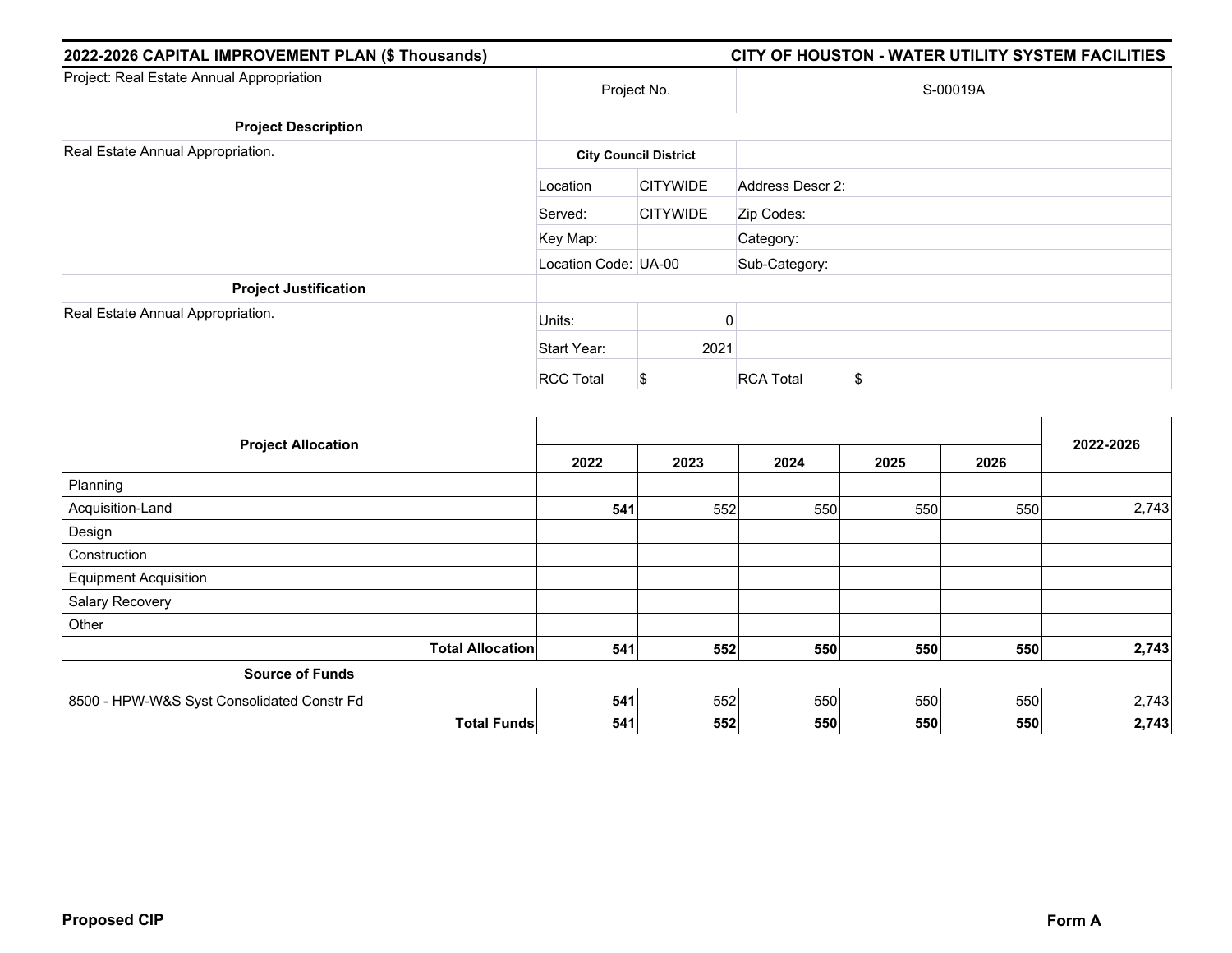**2022-2026 CAPITAL IMPROVEMENT PLAN ($ Thousands)** **CITY OF HOUSTON - WATER UTILITY SYSTEM FACILITIES**

| | | | | |
|---|---|---|---|---|
| Project: Real Estate Annual Appropriation | Project No. | | S-00019A | |
| **Project Description** | | | | |
| Real Estate Annual Appropriation. | **City Council District** | | | |
| | Location | CITYWIDE | Address Descr 2: | |
| | Served: | CITYWIDE | Zip Codes: | |
| | Key Map: | | Category: | |
| | Location Code: | UA-00 | Sub-Category: | |
| **Project Justification** | | | | |
| Real Estate Annual Appropriation. | Units: | 0 | | |
| | Start Year: | 2021 | | |
| | RCC Total | $ | RCA Total | $ |

| **Project Allocation** | **2022** | **2023** | **2024** | **2025** | **2026** | **2022-2026** |
|---|---|---|---|---|---|---|
| Planning | | | | | | |
| Acquisition-Land | **541** | 552 | 550 | 550 | 550 | 2,743 |
| Design | | | | | | |
| Construction | | | | | | |
| Equipment Acquisition | | | | | | |
| Salary Recovery | | | | | | |
| Other | | | | | | |
| **Total Allocation** | **541** | **552** | **550** | **550** | **550** | **2,743** |
| **Source of Funds** | | | | | | |
| 8500 - HPW-W&S Syst Consolidated Constr Fd | **541** | 552 | 550 | 550 | 550 | 2,743 |
| **Total Funds** | **541** | **552** | **550** | **550** | **550** | **2,743** |

**Proposed CIP** **Form A**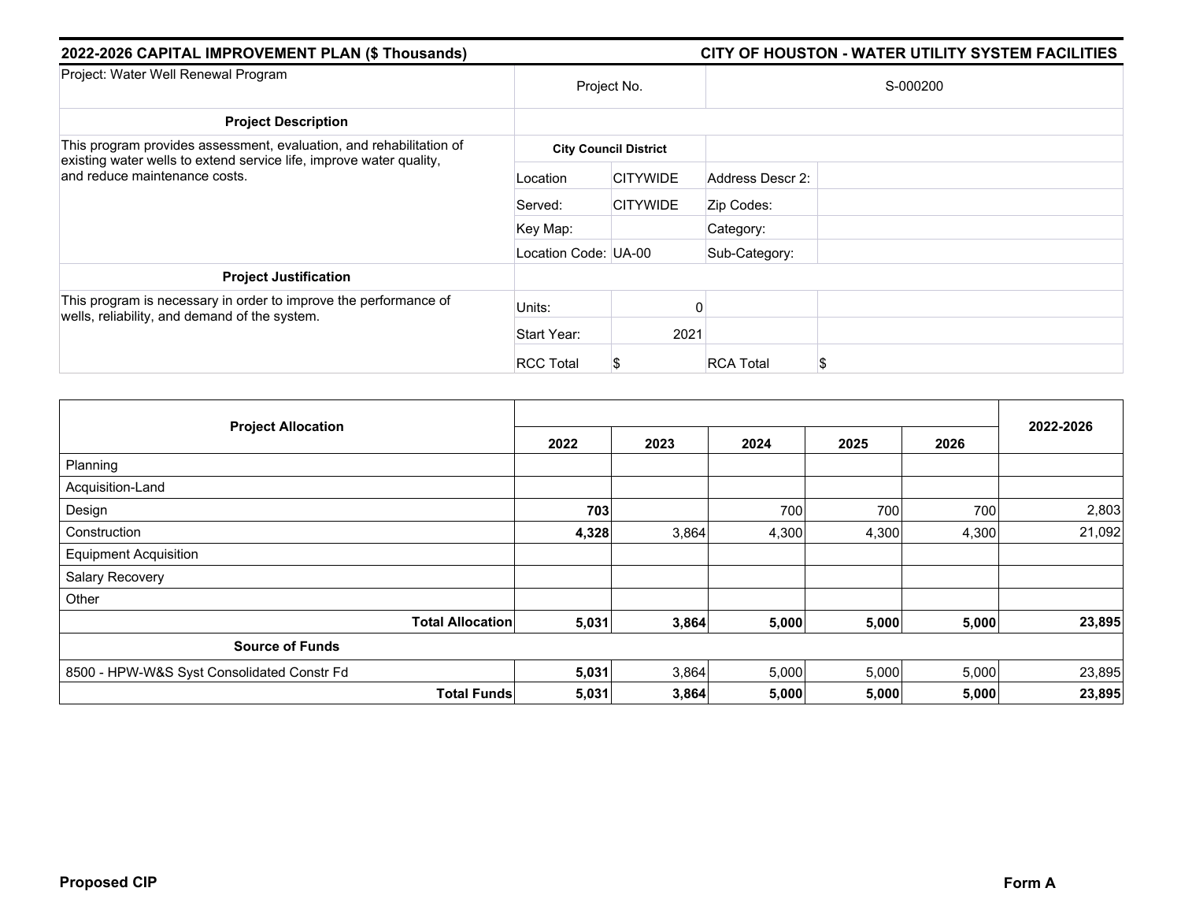**2022-2026 CAPITAL IMPROVEMENT PLAN ($ Thousands)** — **CITY OF HOUSTON - WATER UTILITY SYSTEM FACILITIES**

| | | | | |
|---|---|---|---|---|
| Project: Water Well Renewal Program | Project No. | | S-000200 | |
| **Project Description** | | | | |
| This program provides assessment, evaluation, and rehabilitation of existing water wells to extend service life, improve water quality, and reduce maintenance costs. | **City Council District** | | | |
| | Location | CITYWIDE | Address Descr 2: | |
| | Served: | CITYWIDE | Zip Codes: | |
| | Key Map: | | Category: | |
| | Location Code: | UA-00 | Sub-Category: | |
| **Project Justification** | | | | |
| This program is necessary in order to improve the performance of wells, reliability, and demand of the system. | Units: | 0 | | |
| | Start Year: | 2021 | | |
| | RCC Total | $ | RCA Total | $ |

| **Project Allocation** | **2022** | **2023** | **2024** | **2025** | **2026** | **2022-2026** |
|---|---|---|---|---|---|---|
| Planning | | | | | | |
| Acquisition-Land | | | | | | |
| Design | **703** | | 700 | 700 | 700 | 2,803 |
| Construction | **4,328** | 3,864 | 4,300 | 4,300 | 4,300 | 21,092 |
| Equipment Acquisition | | | | | | |
| Salary Recovery | | | | | | |
| Other | | | | | | |
| **Total Allocation** | **5,031** | **3,864** | **5,000** | **5,000** | **5,000** | **23,895** |
| **Source of Funds** | | | | | | |
| 8500 - HPW-W&S Syst Consolidated Constr Fd | **5,031** | 3,864 | 5,000 | 5,000 | 5,000 | 23,895 |
| **Total Funds** | **5,031** | **3,864** | **5,000** | **5,000** | **5,000** | **23,895** |

**Proposed CIP** — **Form A**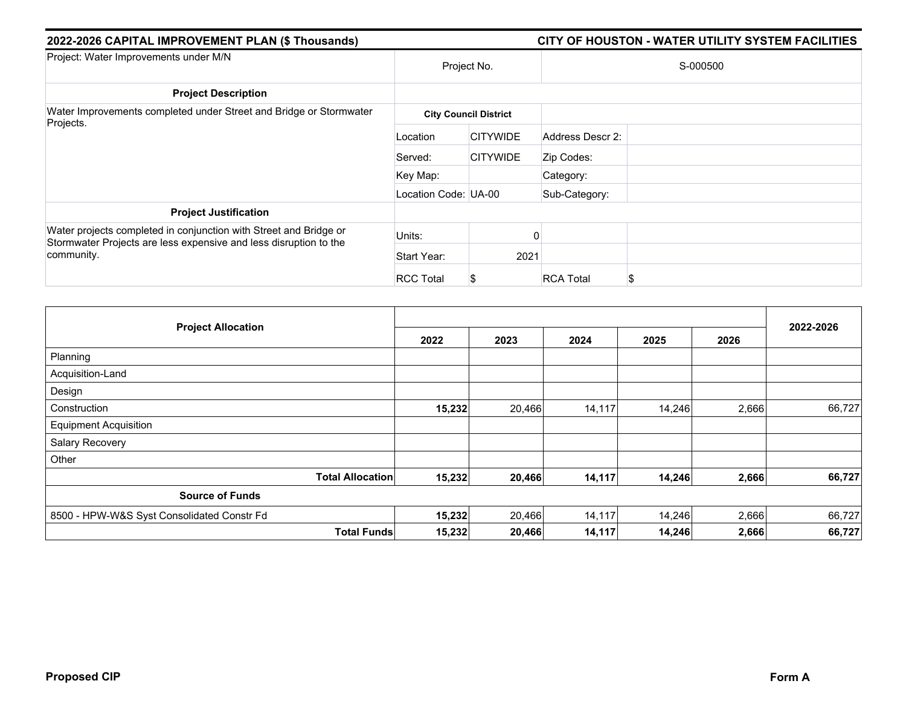**2022-2026 CAPITAL IMPROVEMENT PLAN ($ Thousands)** **CITY OF HOUSTON - WATER UTILITY SYSTEM FACILITIES**

| | | | |
|---|---|---|---|
| Project: Water Improvements under M/N | Project No. | S-000500 | |
| **Project Description** | | | |
| Water Improvements completed under Street and Bridge or Stormwater Projects. | **City Council District** | | |
| | Location: CITYWIDE | Address Descr 2: | |
| | Served: CITYWIDE | Zip Codes: | |
| | Key Map: | Category: | |
| | Location Code: UA-00 | Sub-Category: | |
| **Project Justification** | | | |
| Water projects completed in conjunction with Street and Bridge or Stormwater Projects are less expensive and less disruption to the community. | Units: 0 | | |
| | Start Year: 2021 | | |
| | RCC Total $ | RCA Total | $ |

| Project Allocation | 2022 | 2023 | 2024 | 2025 | 2026 | 2022-2026 |
|---|---|---|---|---|---|---|
| Planning | | | | | | |
| Acquisition-Land | | | | | | |
| Design | | | | | | |
| Construction | **15,232** | 20,466 | 14,117 | 14,246 | 2,666 | 66,727 |
| Equipment Acquisition | | | | | | |
| Salary Recovery | | | | | | |
| Other | | | | | | |
| **Total Allocation** | **15,232** | **20,466** | **14,117** | **14,246** | **2,666** | **66,727** |
| **Source of Funds** | | | | | | |
| 8500 - HPW-W&S Syst Consolidated Constr Fd | **15,232** | 20,466 | 14,117 | 14,246 | 2,666 | 66,727 |
| **Total Funds** | **15,232** | **20,466** | **14,117** | **14,246** | **2,666** | **66,727** |

**Proposed CIP** **Form A**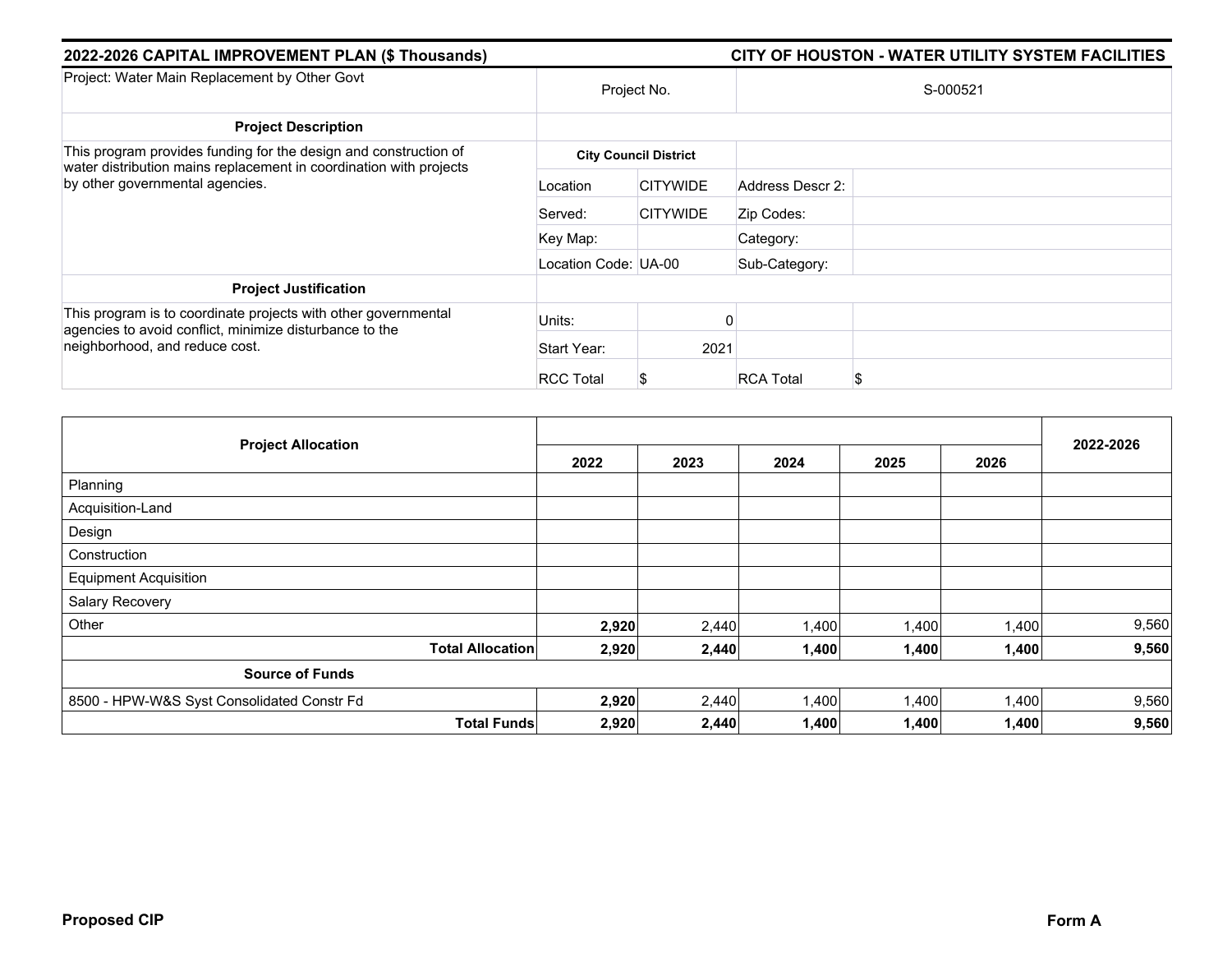**2022-2026 CAPITAL IMPROVEMENT PLAN ($ Thousands)** **CITY OF HOUSTON - WATER UTILITY SYSTEM FACILITIES**

| Project: Water Main Replacement by Other Govt | Project No. | | S-000521 | |
|---|---|---|---|---|
| **Project Description** | | | | |
| This program provides funding for the design and construction of water distribution mains replacement in coordination with projects by other governmental agencies. | **City Council District** | | | |
| | Location | CITYWIDE | Address Descr 2: | |
| | Served: | CITYWIDE | Zip Codes: | |
| | Key Map: | | Category: | |
| | Location Code: | UA-00 | Sub-Category: | |
| **Project Justification** | | | | |
| This program is to coordinate projects with other governmental agencies to avoid conflict, minimize disturbance to the neighborhood, and reduce cost. | Units: | 0 | | |
| | Start Year: | 2021 | | |
| | RCC Total | $ | RCA Total | $ |

| Project Allocation | 2022 | 2023 | 2024 | 2025 | 2026 | 2022-2026 |
|---|---|---|---|---|---|---|
| Planning | | | | | | |
| Acquisition-Land | | | | | | |
| Design | | | | | | |
| Construction | | | | | | |
| Equipment Acquisition | | | | | | |
| Salary Recovery | | | | | | |
| Other | **2,920** | 2,440 | 1,400 | 1,400 | 1,400 | 9,560 |
| **Total Allocation** | **2,920** | **2,440** | **1,400** | **1,400** | **1,400** | **9,560** |
| **Source of Funds** | | | | | | |
| 8500 - HPW-W&S Syst Consolidated Constr Fd | **2,920** | 2,440 | 1,400 | 1,400 | 1,400 | 9,560 |
| **Total Funds** | **2,920** | **2,440** | **1,400** | **1,400** | **1,400** | **9,560** |

**Proposed CIP** **Form A**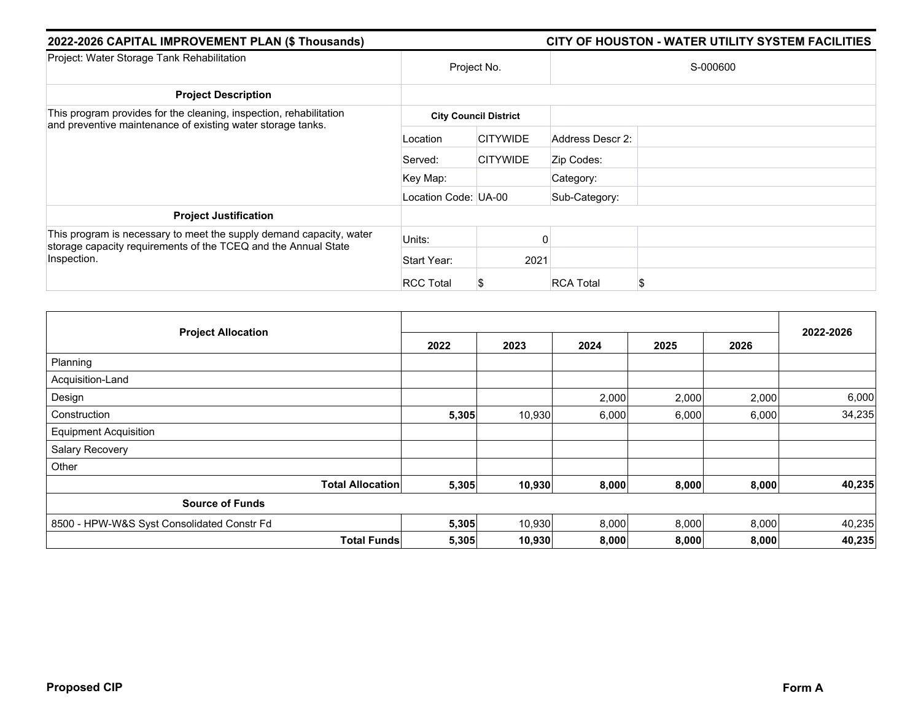## 2022-2026 CAPITAL IMPROVEMENT PLAN ($ Thousands)

## CITY OF HOUSTON - WATER UTILITY SYSTEM FACILITIES

| | | | | |
|---|---|---|---|---|
| Project: Water Storage Tank Rehabilitation | Project No. | | S-000600 | |
| **Project Description** | | | | |
| This program provides for the cleaning, inspection, rehabilitation and preventive maintenance of existing water storage tanks. | **City Council District** | | | |
| | Location | CITYWIDE | Address Descr 2: | |
| | Served: | CITYWIDE | Zip Codes: | |
| | Key Map: | | Category: | |
| | Location Code: | UA-00 | Sub-Category: | |
| **Project Justification** | | | | |
| This program is necessary to meet the supply demand capacity, water storage capacity requirements of the TCEQ and the Annual State Inspection. | Units: | 0 | | |
| | Start Year: | 2021 | | |
| | RCC Total | $ | RCA Total | $ |

| Project Allocation | 2022 | 2023 | 2024 | 2025 | 2026 | 2022-2026 |
|---|---|---|---|---|---|---|
| Planning | | | | | | |
| Acquisition-Land | | | | | | |
| Design | | | 2,000 | 2,000 | 2,000 | 6,000 |
| Construction | **5,305** | 10,930 | 6,000 | 6,000 | 6,000 | 34,235 |
| Equipment Acquisition | | | | | | |
| Salary Recovery | | | | | | |
| Other | | | | | | |
| **Total Allocation** | **5,305** | **10,930** | **8,000** | **8,000** | **8,000** | **40,235** |
| **Source of Funds** | | | | | | |
| 8500 - HPW-W&S Syst Consolidated Constr Fd | **5,305** | 10,930 | 8,000 | 8,000 | 8,000 | 40,235 |
| **Total Funds** | **5,305** | **10,930** | **8,000** | **8,000** | **8,000** | **40,235** |

**Proposed CIP**

**Form A**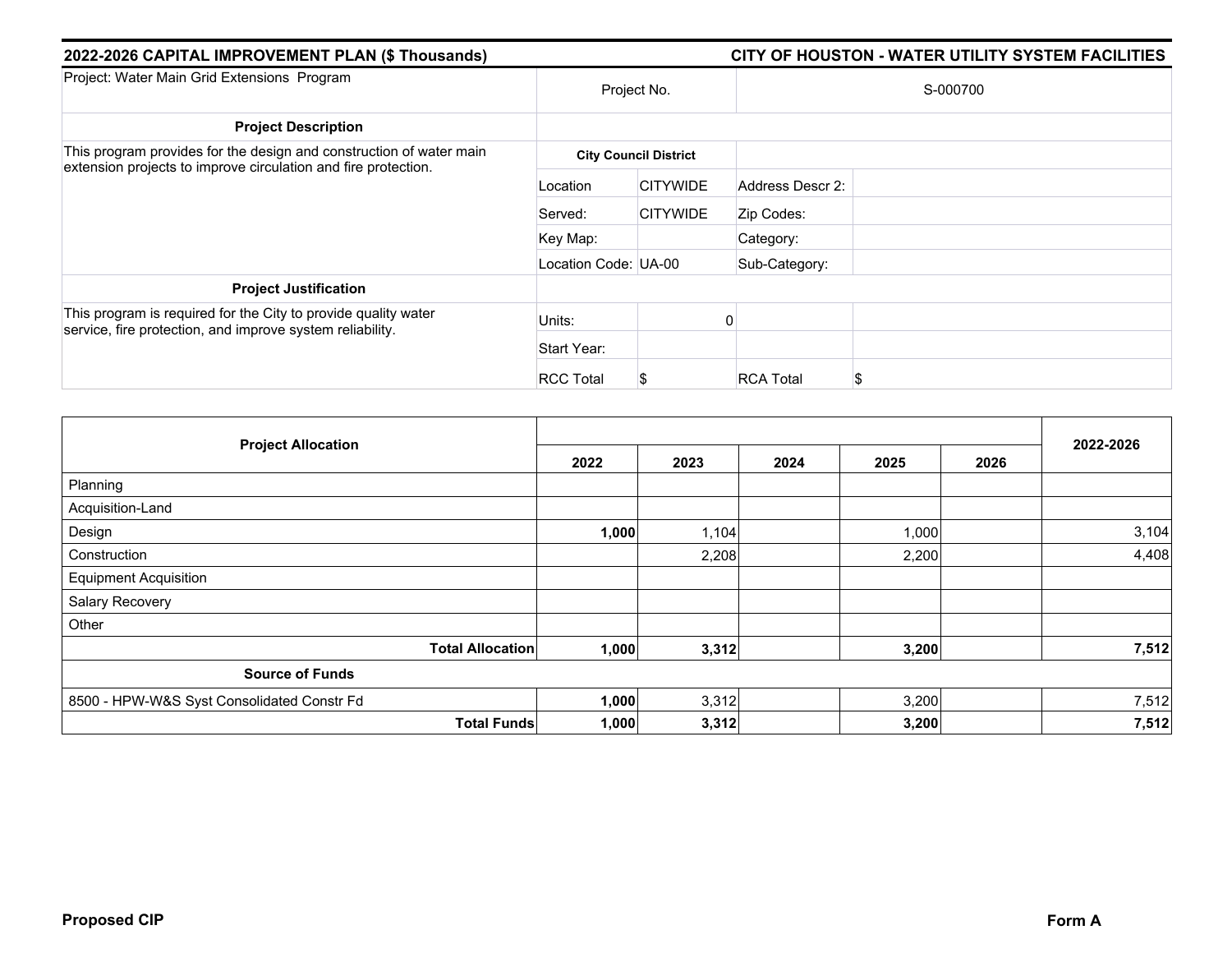**2022-2026 CAPITAL IMPROVEMENT PLAN ($ Thousands)** **CITY OF HOUSTON - WATER UTILITY SYSTEM FACILITIES**

| | | | | |
|---|---|---|---|---|
| Project: Water Main Grid Extensions Program | Project No. | | S-000700 | |
| **Project Description** | | | | |
| This program provides for the design and construction of water main extension projects to improve circulation and fire protection. | **City Council District** | | | |
| | Location | CITYWIDE | Address Descr 2: | |
| | Served: | CITYWIDE | Zip Codes: | |
| | Key Map: | | Category: | |
| | Location Code: | UA-00 | Sub-Category: | |
| **Project Justification** | | | | |
| This program is required for the City to provide quality water service, fire protection, and improve system reliability. | Units: | 0 | | |
| | Start Year: | | | |
| | RCC Total | $ | RCA Total | $ |

| Project Allocation | 2022 | 2023 | 2024 | 2025 | 2026 | 2022-2026 |
|---|---|---|---|---|---|---|
| Planning | | | | | | |
| Acquisition-Land | | | | | | |
| Design | **1,000** | 1,104 | | 1,000 | | 3,104 |
| Construction | | 2,208 | | 2,200 | | 4,408 |
| Equipment Acquisition | | | | | | |
| Salary Recovery | | | | | | |
| Other | | | | | | |
| **Total Allocation** | **1,000** | **3,312** | | **3,200** | | **7,512** |
| **Source of Funds** | | | | | | |
| 8500 - HPW-W&S Syst Consolidated Constr Fd | **1,000** | 3,312 | | 3,200 | | 7,512 |
| **Total Funds** | **1,000** | **3,312** | | **3,200** | | **7,512** |

**Proposed CIP** **Form A**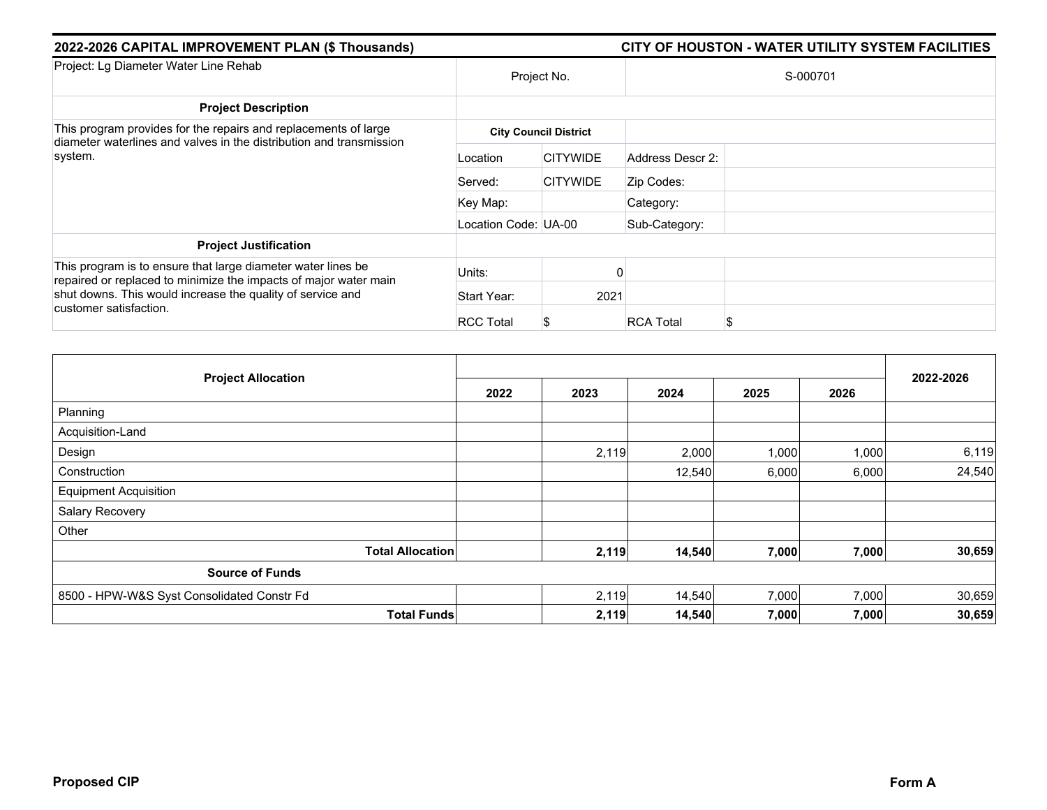**2022-2026 CAPITAL IMPROVEMENT PLAN ($ Thousands)** **CITY OF HOUSTON - WATER UTILITY SYSTEM FACILITIES**

| | | | | |
|---|---|---|---|---|
| Project: Lg Diameter Water Line Rehab | Project No. | | S-000701 | |
| **Project Description** | | | | |
| This program provides for the repairs and replacements of large diameter waterlines and valves in the distribution and transmission system. | **City Council District** | | | |
| | Location | CITYWIDE | Address Descr 2: | |
| | Served: | CITYWIDE | Zip Codes: | |
| | Key Map: | | Category: | |
| | Location Code: | UA-00 | Sub-Category: | |
| **Project Justification** | | | | |
| This program is to ensure that large diameter water lines be repaired or replaced to minimize the impacts of major water main shut downs. This would increase the quality of service and customer satisfaction. | Units: | 0 | | |
| | Start Year: | 2021 | | |
| | RCC Total | $ | RCA Total | $ |

| Project Allocation | 2022 | 2023 | 2024 | 2025 | 2026 | 2022-2026 |
|---|---|---|---|---|---|---|
| Planning | | | | | | |
| Acquisition-Land | | | | | | |
| Design | | 2,119 | 2,000 | 1,000 | 1,000 | 6,119 |
| Construction | | | 12,540 | 6,000 | 6,000 | 24,540 |
| Equipment Acquisition | | | | | | |
| Salary Recovery | | | | | | |
| Other | | | | | | |
| **Total Allocation** | | **2,119** | **14,540** | **7,000** | **7,000** | **30,659** |
| **Source of Funds** | | | | | | |
| 8500 - HPW-W&S Syst Consolidated Constr Fd | | 2,119 | 14,540 | 7,000 | 7,000 | 30,659 |
| **Total Funds** | | **2,119** | **14,540** | **7,000** | **7,000** | **30,659** |

**Proposed CIP** **Form A**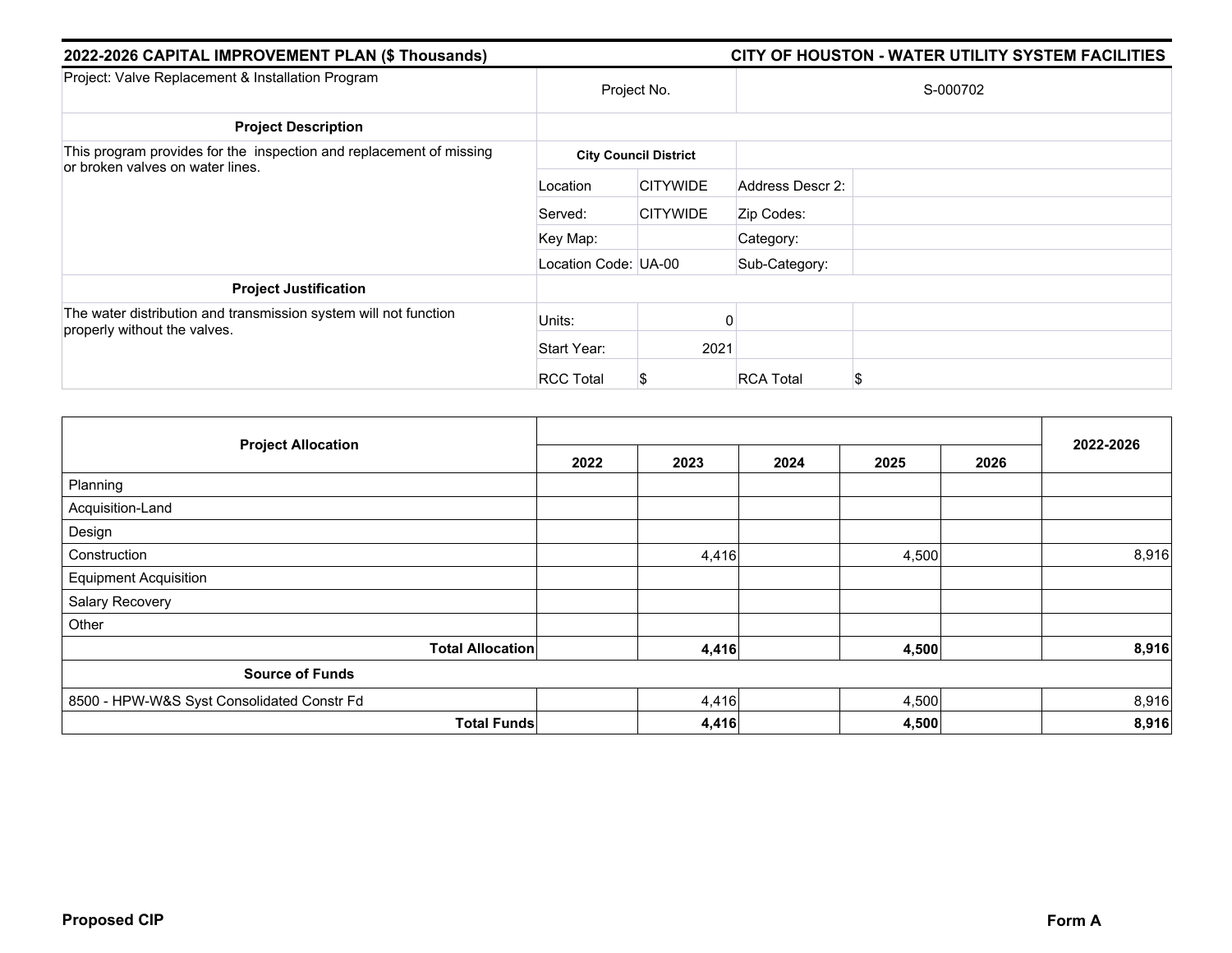**2022-2026 CAPITAL IMPROVEMENT PLAN ($ Thousands)** **CITY OF HOUSTON - WATER UTILITY SYSTEM FACILITIES**

| | | | | |
|---|---|---|---|---|
| Project: Valve Replacement & Installation Program | Project No. | | S-000702 | |
| **Project Description** | | | | |
| This program provides for the inspection and replacement of missing or broken valves on water lines. | **City Council District** | | | |
| | Location | CITYWIDE | Address Descr 2: | |
| | Served: | CITYWIDE | Zip Codes: | |
| | Key Map: | | Category: | |
| | Location Code: | UA-00 | Sub-Category: | |
| **Project Justification** | | | | |
| The water distribution and transmission system will not function properly without the valves. | Units: | 0 | | |
| | Start Year: | 2021 | | |
| | RCC Total | $ | RCA Total | $ |

| **Project Allocation** | 2022 | 2023 | 2024 | 2025 | 2026 | 2022-2026 |
|---|---|---|---|---|---|---|
| Planning | | | | | | |
| Acquisition-Land | | | | | | |
| Design | | | | | | |
| Construction | | 4,416 | | 4,500 | | 8,916 |
| Equipment Acquisition | | | | | | |
| Salary Recovery | | | | | | |
| Other | | | | | | |
| **Total Allocation** | | **4,416** | | **4,500** | | **8,916** |
| **Source of Funds** | | | | | | |
| 8500 - HPW-W&S Syst Consolidated Constr Fd | | 4,416 | | 4,500 | | 8,916 |
| **Total Funds** | | **4,416** | | **4,500** | | **8,916** |

**Proposed CIP** **Form A**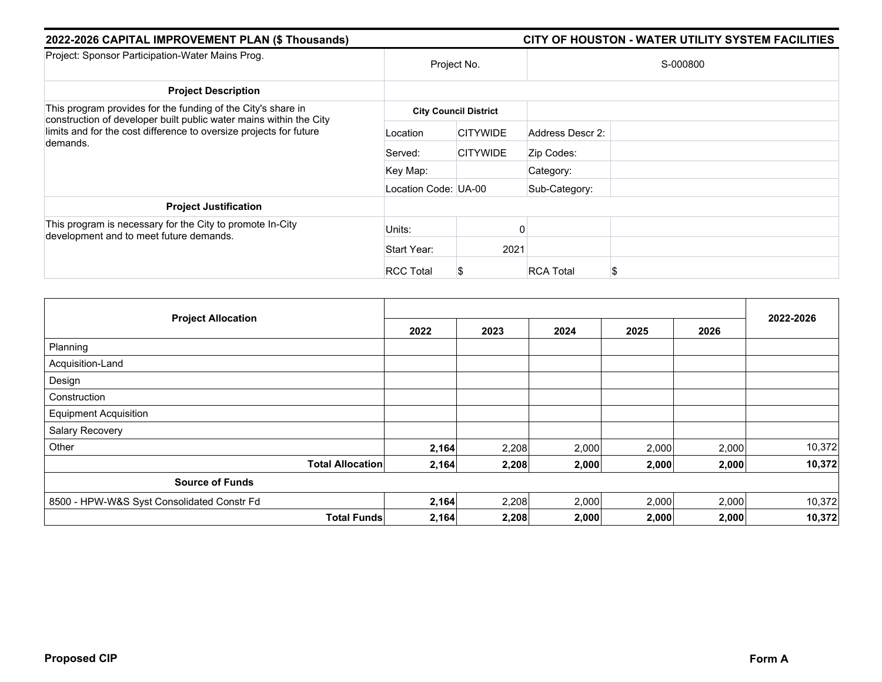**2022-2026 CAPITAL IMPROVEMENT PLAN ($ Thousands)** **CITY OF HOUSTON - WATER UTILITY SYSTEM FACILITIES**

| | | | |
|---|---|---|---|
| Project: Sponsor Participation-Water Mains Prog. | Project No. | | S-000800 |
| **Project Description** | | | |
| This program provides for the funding of the City's share in construction of developer built public water mains within the City limits and for the cost difference to oversize projects for future demands. | **City Council District** | | |
| | Location | CITYWIDE | Address Descr 2: |
| | Served: | CITYWIDE | Zip Codes: |
| | Key Map: | | Category: |
| | Location Code: | UA-00 | Sub-Category: |
| **Project Justification** | | | |
| This program is necessary for the City to promote In-City development and to meet future demands. | Units: | 0 | |
| | Start Year: | 2021 | |
| | RCC Total | $ | RCA Total $ |

| Project Allocation | 2022 | 2023 | 2024 | 2025 | 2026 | 2022-2026 |
|---|---|---|---|---|---|---|
| Planning | | | | | | |
| Acquisition-Land | | | | | | |
| Design | | | | | | |
| Construction | | | | | | |
| Equipment Acquisition | | | | | | |
| Salary Recovery | | | | | | |
| Other | **2,164** | 2,208 | 2,000 | 2,000 | 2,000 | 10,372 |
| **Total Allocation** | **2,164** | **2,208** | **2,000** | **2,000** | **2,000** | **10,372** |
| **Source of Funds** | | | | | | |
| 8500 - HPW-W&S Syst Consolidated Constr Fd | **2,164** | 2,208 | 2,000 | 2,000 | 2,000 | 10,372 |
| **Total Funds** | **2,164** | **2,208** | **2,000** | **2,000** | **2,000** | **10,372** |

**Proposed CIP** **Form A**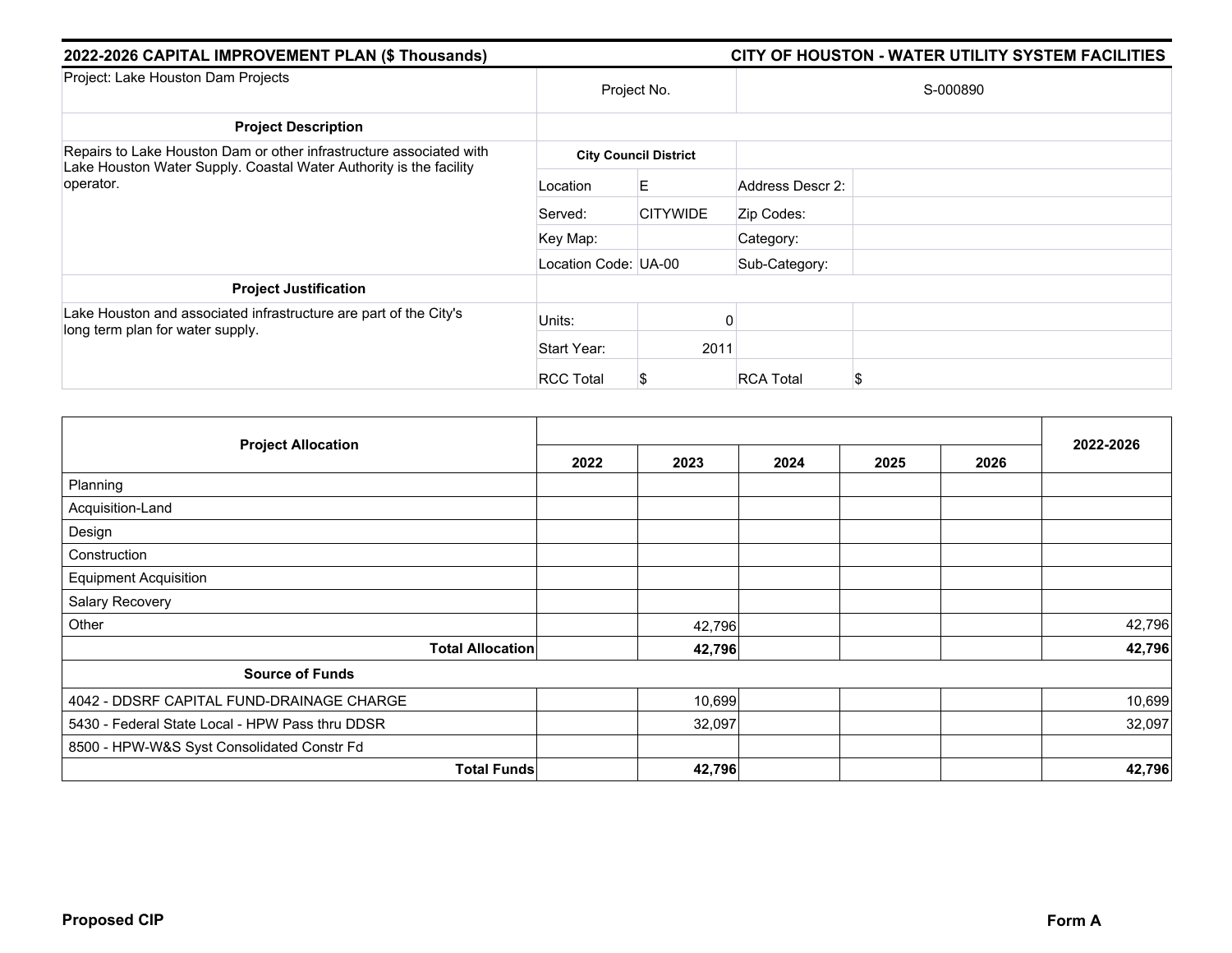**2022-2026 CAPITAL IMPROVEMENT PLAN ($ Thousands)** | **CITY OF HOUSTON - WATER UTILITY SYSTEM FACILITIES**

| Project: Lake Houston Dam Projects | Project No. | | S-000890 | |
|---|---|---|---|---|
| **Project Description** | | | | |
| Repairs to Lake Houston Dam or other infrastructure associated with Lake Houston Water Supply. Coastal Water Authority is the facility operator. | **City Council District** | | | |
| | Location | E | Address Descr 2: | |
| | Served: | CITYWIDE | Zip Codes: | |
| | Key Map: | | Category: | |
| | Location Code: | UA-00 | Sub-Category: | |
| **Project Justification** | | | | |
| Lake Houston and associated infrastructure are part of the City's long term plan for water supply. | Units: | 0 | | |
| | Start Year: | 2011 | | |
| | RCC Total | $ | RCA Total | $ |

| Project Allocation | 2022 | 2023 | 2024 | 2025 | 2026 | 2022-2026 |
|---|---|---|---|---|---|---|
| Planning | | | | | | |
| Acquisition-Land | | | | | | |
| Design | | | | | | |
| Construction | | | | | | |
| Equipment Acquisition | | | | | | |
| Salary Recovery | | | | | | |
| Other | | 42,796 | | | | 42,796 |
| **Total Allocation** | | **42,796** | | | | **42,796** |
| **Source of Funds** | | | | | | |
| 4042 - DDSRF CAPITAL FUND-DRAINAGE CHARGE | | 10,699 | | | | 10,699 |
| 5430 - Federal State Local - HPW Pass thru DDSR | | 32,097 | | | | 32,097 |
| 8500 - HPW-W&S Syst Consolidated Constr Fd | | | | | | |
| **Total Funds** | | **42,796** | | | | **42,796** |

**Proposed CIP** | **Form A**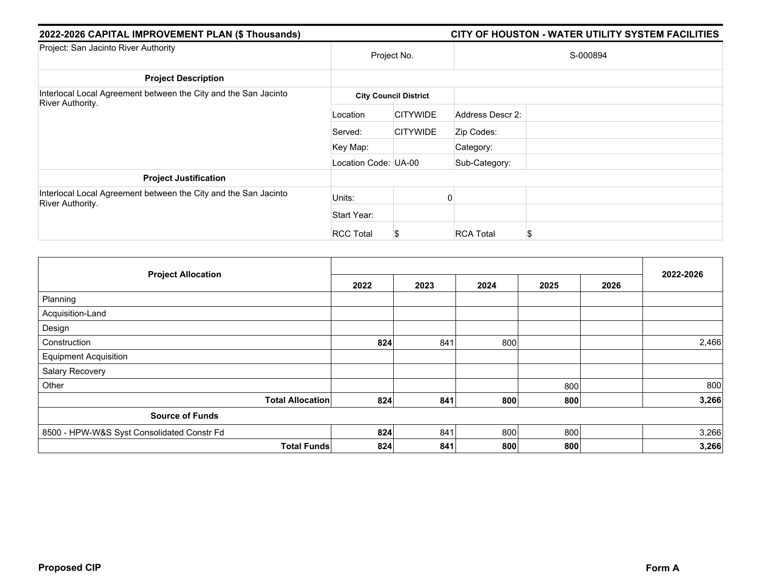## 2022-2026 CAPITAL IMPROVEMENT PLAN ($ Thousands)

## CITY OF HOUSTON - WATER UTILITY SYSTEM FACILITIES

| Project: San Jacinto River Authority | Project No. | | S-000894 | |
|---|---|---|---|---|
| **Project Description** | | | | |
| Interlocal Local Agreement between the City and the San Jacinto River Authority. | **City Council District** | | | |
| | Location | CITYWIDE | Address Descr 2: | |
| | Served: | CITYWIDE | Zip Codes: | |
| | Key Map: | | Category: | |
| | Location Code: | UA-00 | Sub-Category: | |
| **Project Justification** | | | | |
| Interlocal Local Agreement between the City and the San Jacinto River Authority. | Units: | 0 | | |
| | Start Year: | | | |
| | RCC Total | $ | RCA Total | $ |

| Project Allocation | 2022 | 2023 | 2024 | 2025 | 2026 | 2022-2026 |
|---|---|---|---|---|---|---|
| Planning | | | | | | |
| Acquisition-Land | | | | | | |
| Design | | | | | | |
| Construction | **824** | 841 | 800 | | | 2,466 |
| Equipment Acquisition | | | | | | |
| Salary Recovery | | | | | | |
| Other | | | | 800 | | 800 |
| **Total Allocation** | **824** | **841** | **800** | **800** | | **3,266** |
| **Source of Funds** | | | | | | |
| 8500 - HPW-W&S Syst Consolidated Constr Fd | **824** | 841 | 800 | 800 | | 3,266 |
| **Total Funds** | **824** | **841** | **800** | **800** | | **3,266** |

**Proposed CIP**

**Form A**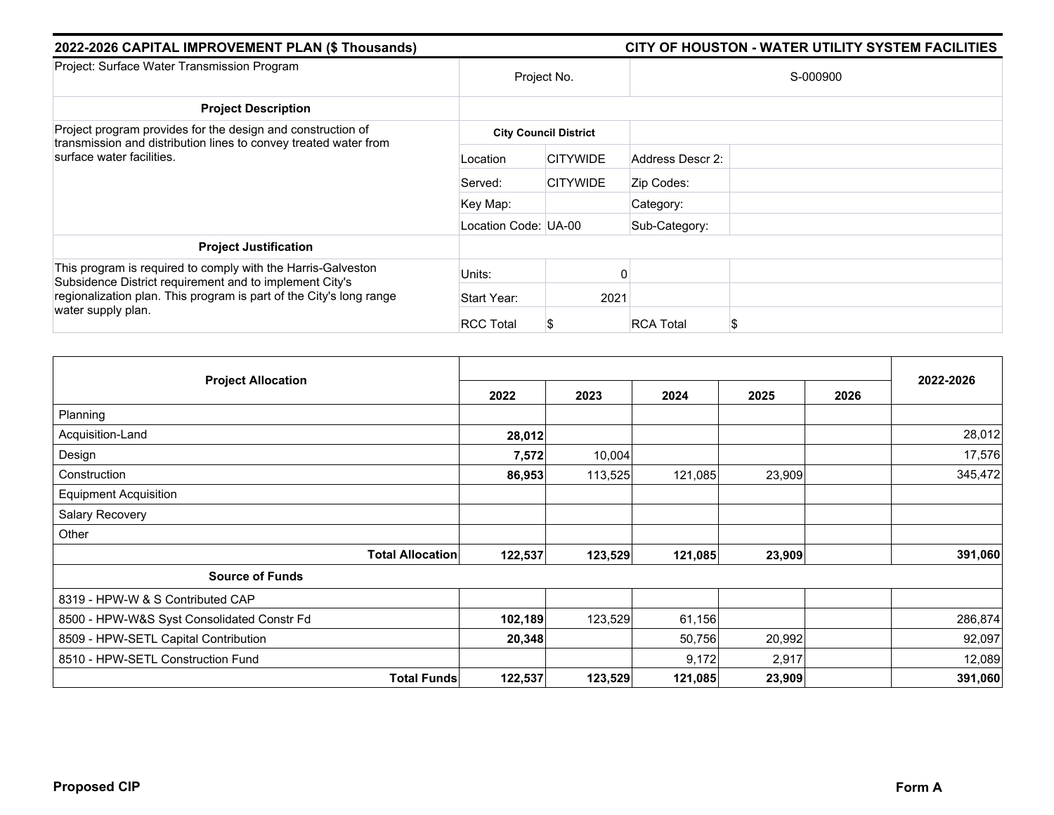**2022-2026 CAPITAL IMPROVEMENT PLAN ($ Thousands)** | **CITY OF HOUSTON - WATER UTILITY SYSTEM FACILITIES**

| Project: Surface Water Transmission Program | Project No. | | S-000900 | |
|---|---|---|---|---|
| **Project Description** | | | | |
| Project program provides for the design and construction of transmission and distribution lines to convey treated water from surface water facilities. | **City Council District** | | | |
| | Location | CITYWIDE | Address Descr 2: | |
| | Served: | CITYWIDE | Zip Codes: | |
| | Key Map: | | Category: | |
| | Location Code: | UA-00 | Sub-Category: | |
| **Project Justification** | | | | |
| This program is required to comply with the Harris-Galveston Subsidence District requirement and to implement City's regionalization plan. This program is part of the City's long range water supply plan. | Units: | 0 | | |
| | Start Year: | 2021 | | |
| | RCC Total | $ | RCA Total | $ |

| Project Allocation | 2022 | 2023 | 2024 | 2025 | 2026 | 2022-2026 |
|---|---|---|---|---|---|---|
| Planning | | | | | | |
| Acquisition-Land | **28,012** | | | | | 28,012 |
| Design | **7,572** | 10,004 | | | | 17,576 |
| Construction | **86,953** | 113,525 | 121,085 | 23,909 | | 345,472 |
| Equipment Acquisition | | | | | | |
| Salary Recovery | | | | | | |
| Other | | | | | | |
| **Total Allocation** | **122,537** | **123,529** | **121,085** | **23,909** | | **391,060** |
| **Source of Funds** | | | | | | |
| 8319 - HPW-W & S Contributed CAP | | | | | | |
| 8500 - HPW-W&S Syst Consolidated Constr Fd | **102,189** | 123,529 | 61,156 | | | 286,874 |
| 8509 - HPW-SETL Capital Contribution | **20,348** | | 50,756 | 20,992 | | 92,097 |
| 8510 - HPW-SETL Construction Fund | | | 9,172 | 2,917 | | 12,089 |
| **Total Funds** | **122,537** | **123,529** | **121,085** | **23,909** | | **391,060** |

**Proposed CIP** | **Form A**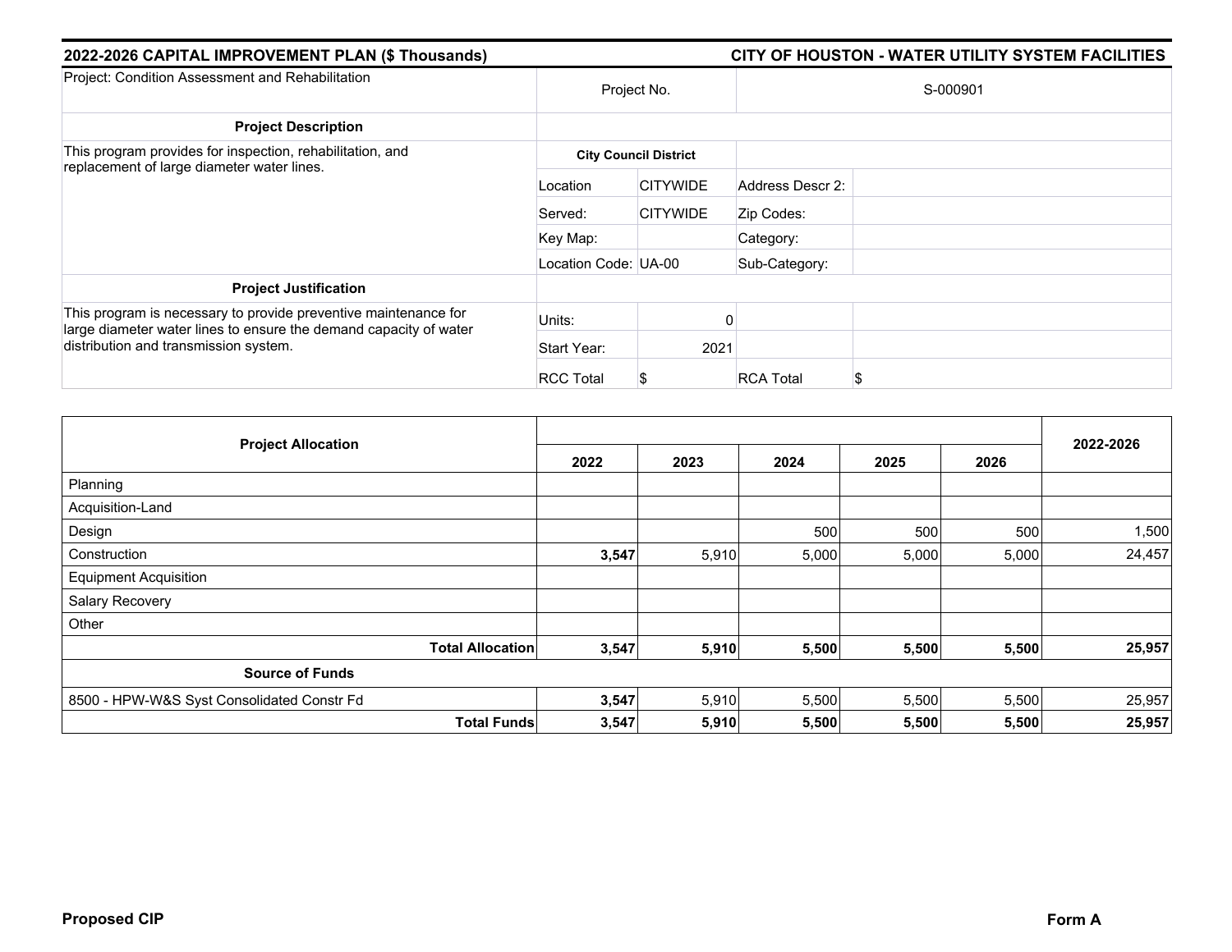**2022-2026 CAPITAL IMPROVEMENT PLAN ($ Thousands)** | **CITY OF HOUSTON - WATER UTILITY SYSTEM FACILITIES**

| Project: Condition Assessment and Rehabilitation | Project No. | | S-000901 | |
|---|---|---|---|---|
| **Project Description** | | | | |
| This program provides for inspection, rehabilitation, and replacement of large diameter water lines. | **City Council District** | | | |
| | Location | CITYWIDE | Address Descr 2: | |
| | Served: | CITYWIDE | Zip Codes: | |
| | Key Map: | | Category: | |
| | Location Code: | UA-00 | Sub-Category: | |
| **Project Justification** | | | | |
| This program is necessary to provide preventive maintenance for large diameter water lines to ensure the demand capacity of water distribution and transmission system. | Units: | 0 | | |
| | Start Year: | 2021 | | |
| | RCC Total | $ | RCA Total | $ |

| Project Allocation | 2022 | 2023 | 2024 | 2025 | 2026 | 2022-2026 |
|---|---|---|---|---|---|---|
| Planning | | | | | | |
| Acquisition-Land | | | | | | |
| Design | | | 500 | 500 | 500 | 1,500 |
| Construction | **3,547** | 5,910 | 5,000 | 5,000 | 5,000 | 24,457 |
| Equipment Acquisition | | | | | | |
| Salary Recovery | | | | | | |
| Other | | | | | | |
| **Total Allocation** | **3,547** | **5,910** | **5,500** | **5,500** | **5,500** | **25,957** |
| **Source of Funds** | | | | | | |
| 8500 - HPW-W&S Syst Consolidated Constr Fd | **3,547** | 5,910 | 5,500 | 5,500 | 5,500 | 25,957 |
| **Total Funds** | **3,547** | **5,910** | **5,500** | **5,500** | **5,500** | **25,957** |

**Proposed CIP** | **Form A**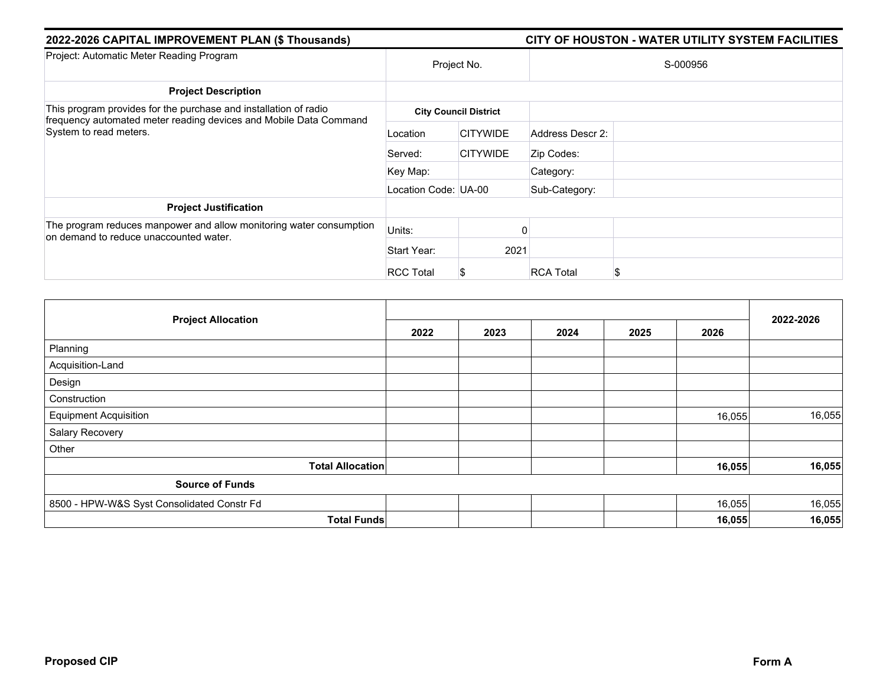**2022-2026 CAPITAL IMPROVEMENT PLAN ($ Thousands)** | **CITY OF HOUSTON - WATER UTILITY SYSTEM FACILITIES**

| Project: Automatic Meter Reading Program | Project No. | | S-000956 | |
|---|---|---|---|---|
| **Project Description** | | | | |
| This program provides for the purchase and installation of radio frequency automated meter reading devices and Mobile Data Command System to read meters. | **City Council District** | | | |
| | Location | CITYWIDE | Address Descr 2: | |
| | Served: | CITYWIDE | Zip Codes: | |
| | Key Map: | | Category: | |
| | Location Code: | UA-00 | Sub-Category: | |
| **Project Justification** | | | | |
| The program reduces manpower and allow monitoring water consumption on demand to reduce unaccounted water. | Units: | 0 | | |
| | Start Year: | 2021 | | |
| | RCC Total | $ | RCA Total | $ |

| Project Allocation | 2022 | 2023 | 2024 | 2025 | 2026 | 2022-2026 |
|---|---|---|---|---|---|---|
| Planning | | | | | | |
| Acquisition-Land | | | | | | |
| Design | | | | | | |
| Construction | | | | | | |
| Equipment Acquisition | | | | | 16,055 | 16,055 |
| Salary Recovery | | | | | | |
| Other | | | | | | |
| **Total Allocation** | | | | | **16,055** | **16,055** |
| **Source of Funds** | | | | | | |
| 8500 - HPW-W&S Syst Consolidated Constr Fd | | | | | 16,055 | 16,055 |
| **Total Funds** | | | | | **16,055** | **16,055** |

**Proposed CIP** | **Form A**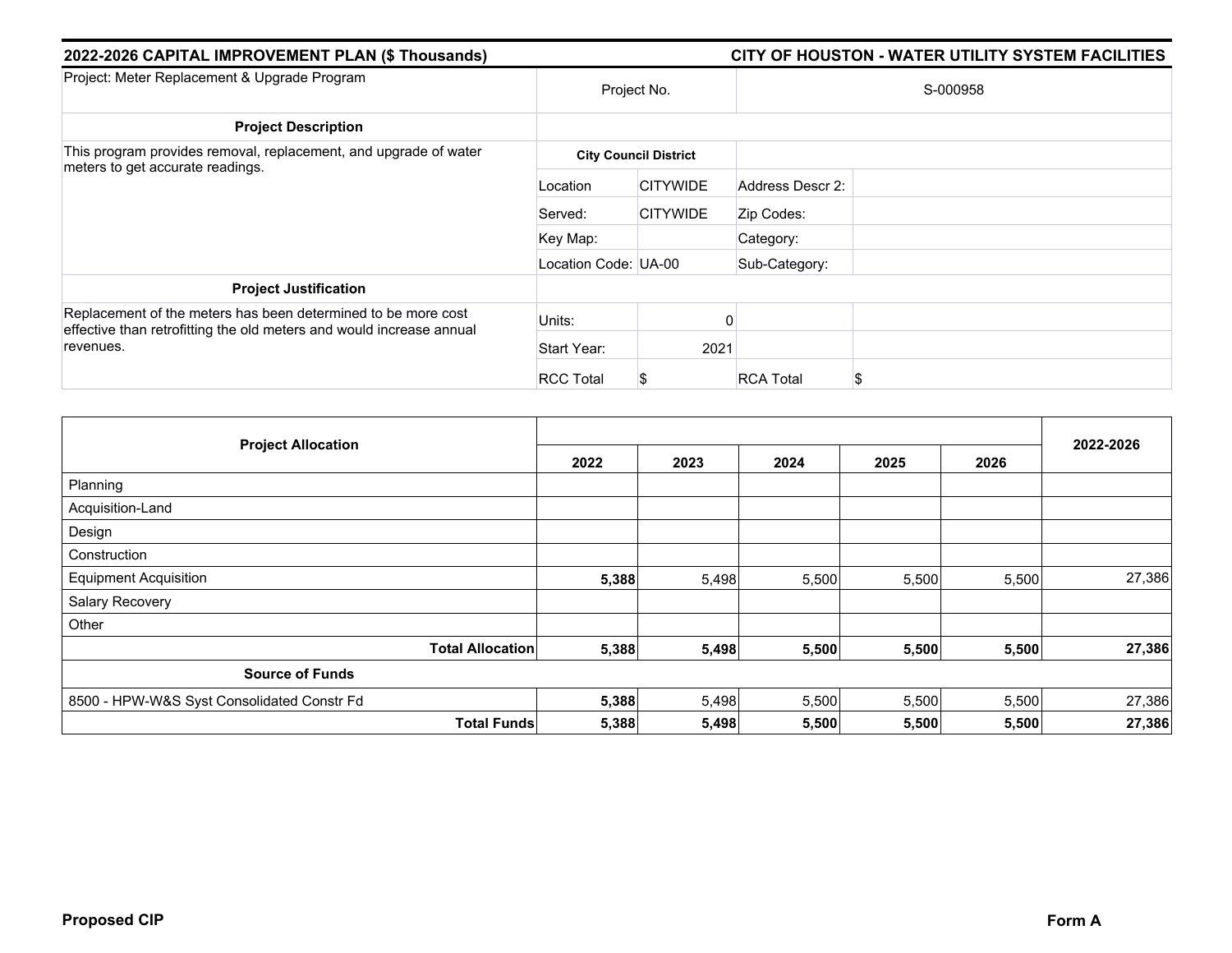**2022-2026 CAPITAL IMPROVEMENT PLAN ($ Thousands)** — **CITY OF HOUSTON - WATER UTILITY SYSTEM FACILITIES**

| | | | | |
|---|---|---|---|---|
| Project: Meter Replacement & Upgrade Program | Project No. | | S-000958 | |
| **Project Description** | | | | |
| This program provides removal, replacement, and upgrade of water meters to get accurate readings. | **City Council District** | | | |
| | Location | CITYWIDE | Address Descr 2: | |
| | Served: | CITYWIDE | Zip Codes: | |
| | Key Map: | | Category: | |
| | Location Code: | UA-00 | Sub-Category: | |
| **Project Justification** | | | | |
| Replacement of the meters has been determined to be more cost effective than retrofitting the old meters and would increase annual revenues. | Units: | 0 | | |
| | Start Year: | 2021 | | |
| | RCC Total | $ | RCA Total | $ |

| Project Allocation | 2022 | 2023 | 2024 | 2025 | 2026 | 2022-2026 |
|---|---|---|---|---|---|---|
| Planning | | | | | | |
| Acquisition-Land | | | | | | |
| Design | | | | | | |
| Construction | | | | | | |
| Equipment Acquisition | **5,388** | 5,498 | 5,500 | 5,500 | 5,500 | 27,386 |
| Salary Recovery | | | | | | |
| Other | | | | | | |
| **Total Allocation** | **5,388** | **5,498** | **5,500** | **5,500** | **5,500** | **27,386** |
| **Source of Funds** | | | | | | |
| 8500 - HPW-W&S Syst Consolidated Constr Fd | **5,388** | 5,498 | 5,500 | 5,500 | 5,500 | 27,386 |
| **Total Funds** | **5,388** | **5,498** | **5,500** | **5,500** | **5,500** | **27,386** |

**Proposed CIP** — **Form A**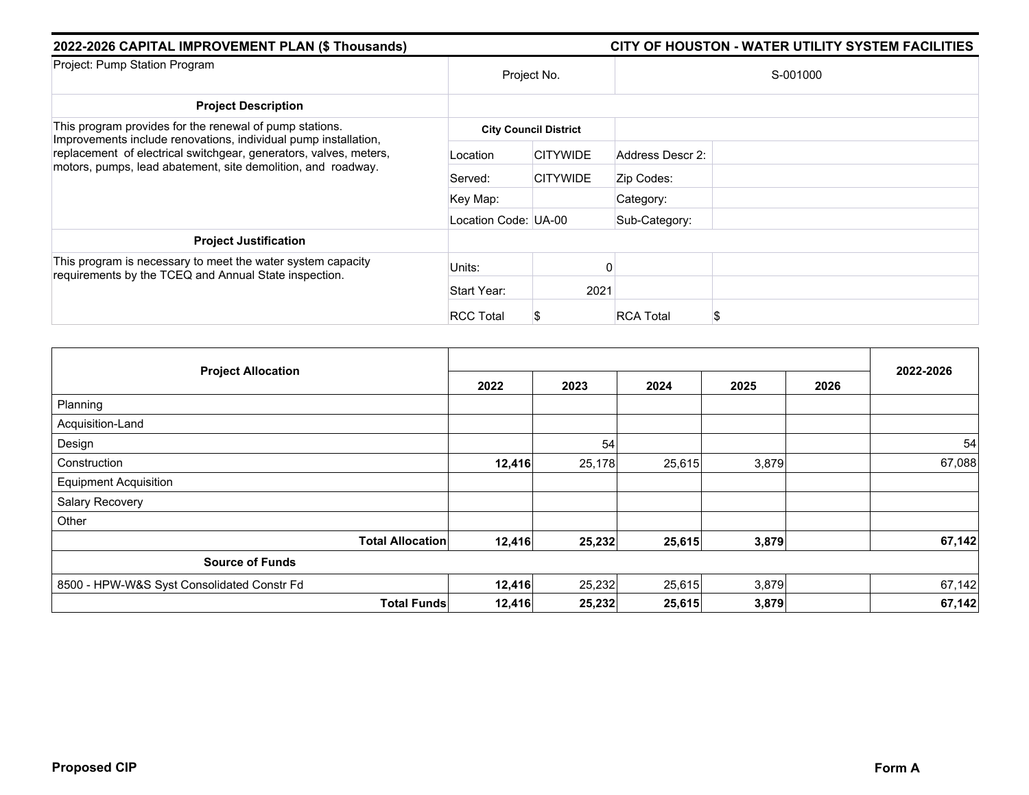**2022-2026 CAPITAL IMPROVEMENT PLAN ($ Thousands)** | **CITY OF HOUSTON - WATER UTILITY SYSTEM FACILITIES**

| Project: Pump Station Program | Project No. | | S-001000 | |
|---|---|---|---|---|
| **Project Description** | | | | |
| This program provides for the renewal of pump stations. Improvements include renovations, individual pump installation, replacement of electrical switchgear, generators, valves, meters, motors, pumps, lead abatement, site demolition, and roadway. | **City Council District** | | | |
| | Location | CITYWIDE | Address Descr 2: | |
| | Served: | CITYWIDE | Zip Codes: | |
| | Key Map: | | Category: | |
| | Location Code: | UA-00 | Sub-Category: | |
| **Project Justification** | | | | |
| This program is necessary to meet the water system capacity requirements by the TCEQ and Annual State inspection. | Units: | 0 | | |
| | Start Year: | 2021 | | |
| | RCC Total | $ | RCA Total | $ |

| Project Allocation | 2022 | 2023 | 2024 | 2025 | 2026 | 2022-2026 |
|---|---|---|---|---|---|---|
| Planning | | | | | | |
| Acquisition-Land | | | | | | |
| Design | | 54 | | | | 54 |
| Construction | **12,416** | 25,178 | 25,615 | 3,879 | | 67,088 |
| Equipment Acquisition | | | | | | |
| Salary Recovery | | | | | | |
| Other | | | | | | |
| **Total Allocation** | **12,416** | **25,232** | **25,615** | **3,879** | | **67,142** |
| **Source of Funds** | | | | | | |
| 8500 - HPW-W&S Syst Consolidated Constr Fd | **12,416** | 25,232 | 25,615 | 3,879 | | 67,142 |
| **Total Funds** | **12,416** | **25,232** | **25,615** | **3,879** | | **67,142** |

**Proposed CIP** | **Form A**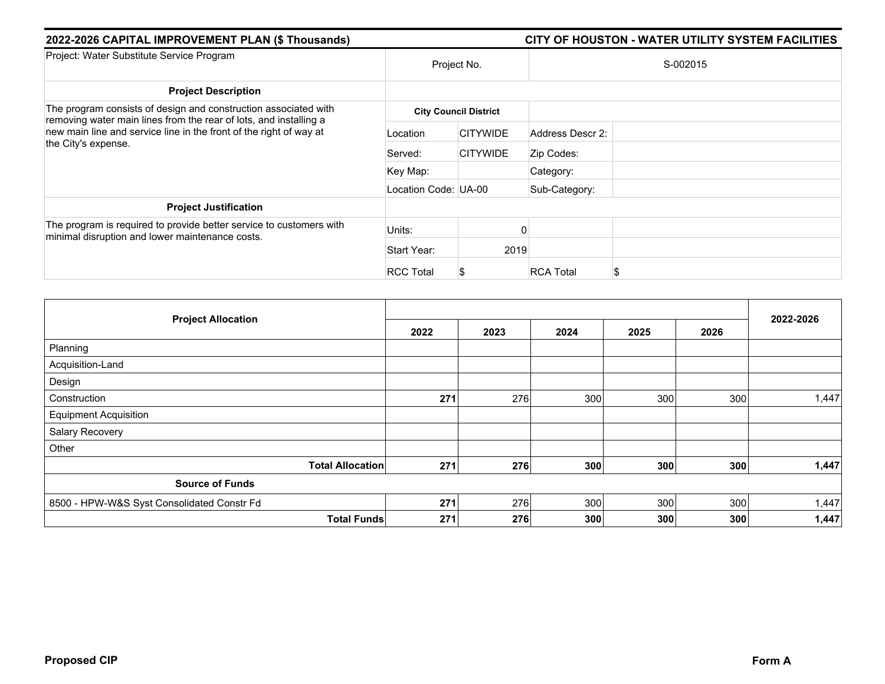**2022-2026 CAPITAL IMPROVEMENT PLAN ($ Thousands)** | **CITY OF HOUSTON - WATER UTILITY SYSTEM FACILITIES**

| Project: Water Substitute Service Program | Project No. | | S-002015 | |
|---|---|---|---|---|
| **Project Description** | | | | |
| The program consists of design and construction associated with removing water main lines from the rear of lots, and installing a new main line and service line in the front of the right of way at the City's expense. | **City Council District** | | | |
| | Location | CITYWIDE | Address Descr 2: | |
| | Served: | CITYWIDE | Zip Codes: | |
| | Key Map: | | Category: | |
| | Location Code: | UA-00 | Sub-Category: | |
| **Project Justification** | | | | |
| The program is required to provide better service to customers with minimal disruption and lower maintenance costs. | Units: | 0 | | |
| | Start Year: | 2019 | | |
| | RCC Total | $ | RCA Total | $ |

| Project Allocation | 2022 | 2023 | 2024 | 2025 | 2026 | 2022-2026 |
|---|---|---|---|---|---|---|
| Planning | | | | | | |
| Acquisition-Land | | | | | | |
| Design | | | | | | |
| Construction | **271** | 276 | 300 | 300 | 300 | 1,447 |
| Equipment Acquisition | | | | | | |
| Salary Recovery | | | | | | |
| Other | | | | | | |
| **Total Allocation** | **271** | **276** | **300** | **300** | **300** | **1,447** |
| **Source of Funds** | | | | | | |
| 8500 - HPW-W&S Syst Consolidated Constr Fd | **271** | 276 | 300 | 300 | 300 | 1,447 |
| **Total Funds** | **271** | **276** | **300** | **300** | **300** | **1,447** |

**Proposed CIP** | **Form A**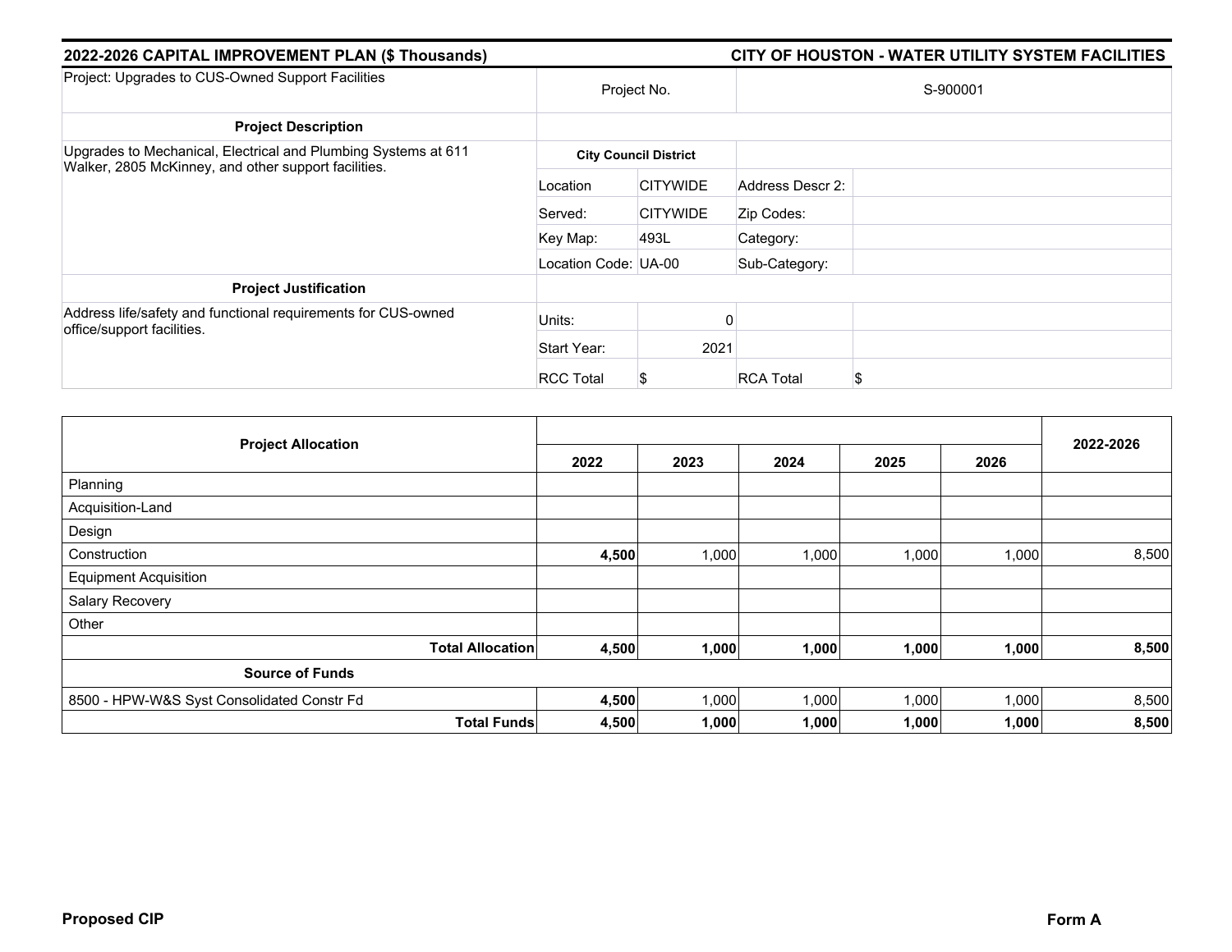**2022-2026 CAPITAL IMPROVEMENT PLAN ($ Thousands)** **CITY OF HOUSTON - WATER UTILITY SYSTEM FACILITIES**

| | | | | |
|---|---|---|---|---|
| Project: Upgrades to CUS-Owned Support Facilities | Project No. | | S-900001 | |
| **Project Description** | | | | |
| Upgrades to Mechanical, Electrical and Plumbing Systems at 611 Walker, 2805 McKinney, and other support facilities. | **City Council District** | | | |
| | Location | CITYWIDE | Address Descr 2: | |
| | Served: | CITYWIDE | Zip Codes: | |
| | Key Map: | 493L | Category: | |
| | Location Code: | UA-00 | Sub-Category: | |
| **Project Justification** | | | | |
| Address life/safety and functional requirements for CUS-owned office/support facilities. | Units: | 0 | | |
| | Start Year: | 2021 | | |
| | RCC Total | $ | RCA Total | $ |

| Project Allocation | 2022 | 2023 | 2024 | 2025 | 2026 | 2022-2026 |
|---|---|---|---|---|---|---|
| Planning | | | | | | |
| Acquisition-Land | | | | | | |
| Design | | | | | | |
| Construction | **4,500** | 1,000 | 1,000 | 1,000 | 1,000 | 8,500 |
| Equipment Acquisition | | | | | | |
| Salary Recovery | | | | | | |
| Other | | | | | | |
| **Total Allocation** | **4,500** | **1,000** | **1,000** | **1,000** | **1,000** | **8,500** |
| **Source of Funds** | | | | | | |
| 8500 - HPW-W&S Syst Consolidated Constr Fd | **4,500** | 1,000 | 1,000 | 1,000 | 1,000 | 8,500 |
| **Total Funds** | **4,500** | **1,000** | **1,000** | **1,000** | **1,000** | **8,500** |

**Proposed CIP** **Form A**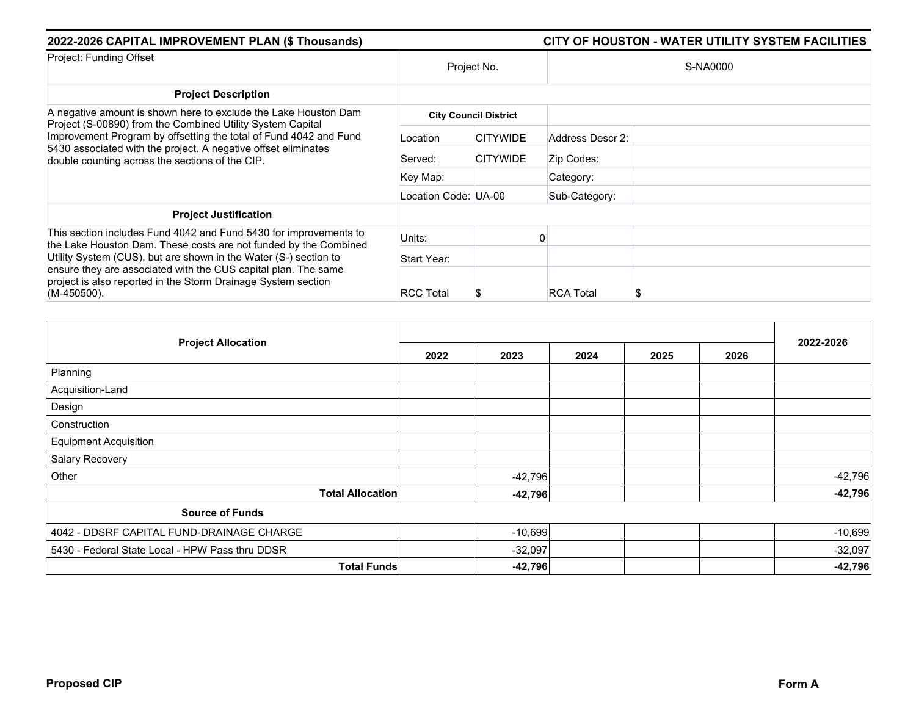## 2022-2026 CAPITAL IMPROVEMENT PLAN ($ Thousands)

## CITY OF HOUSTON - WATER UTILITY SYSTEM FACILITIES

| | | | | |
|---|---|---|---|---|
| Project: Funding Offset | Project No. | | S-NA0000 | |
| **Project Description** | | | | |
| A negative amount is shown here to exclude the Lake Houston Dam Project (S-00890) from the Combined Utility System Capital Improvement Program by offsetting the total of Fund 4042 and Fund 5430 associated with the project. A negative offset eliminates double counting across the sections of the CIP. | **City Council District** | | | |
| | Location | CITYWIDE | Address Descr 2: | |
| | Served: | CITYWIDE | Zip Codes: | |
| | Key Map: | | Category: | |
| | Location Code: | UA-00 | Sub-Category: | |
| **Project Justification** | | | | |
| This section includes Fund 4042 and Fund 5430 for improvements to the Lake Houston Dam. These costs are not funded by the Combined Utility System (CUS), but are shown in the Water (S-) section to ensure they are associated with the CUS capital plan. The same project is also reported in the Storm Drainage System section (M-450500). | Units: | 0 | | |
| | Start Year: | | | |
| | RCC Total | $ | RCA Total | $ |

| Project Allocation | 2022 | 2023 | 2024 | 2025 | 2026 | 2022-2026 |
|---|---|---|---|---|---|---|
| Planning | | | | | | |
| Acquisition-Land | | | | | | |
| Design | | | | | | |
| Construction | | | | | | |
| Equipment Acquisition | | | | | | |
| Salary Recovery | | | | | | |
| Other | | -42,796 | | | | -42,796 |
| **Total Allocation** | | **-42,796** | | | | **-42,796** |
| **Source of Funds** | | | | | | |
| 4042 - DDSRF CAPITAL FUND-DRAINAGE CHARGE | | -10,699 | | | | -10,699 |
| 5430 - Federal State Local - HPW Pass thru DDSR | | -32,097 | | | | -32,097 |
| **Total Funds** | | **-42,796** | | | | **-42,796** |

**Proposed CIP** **Form A**